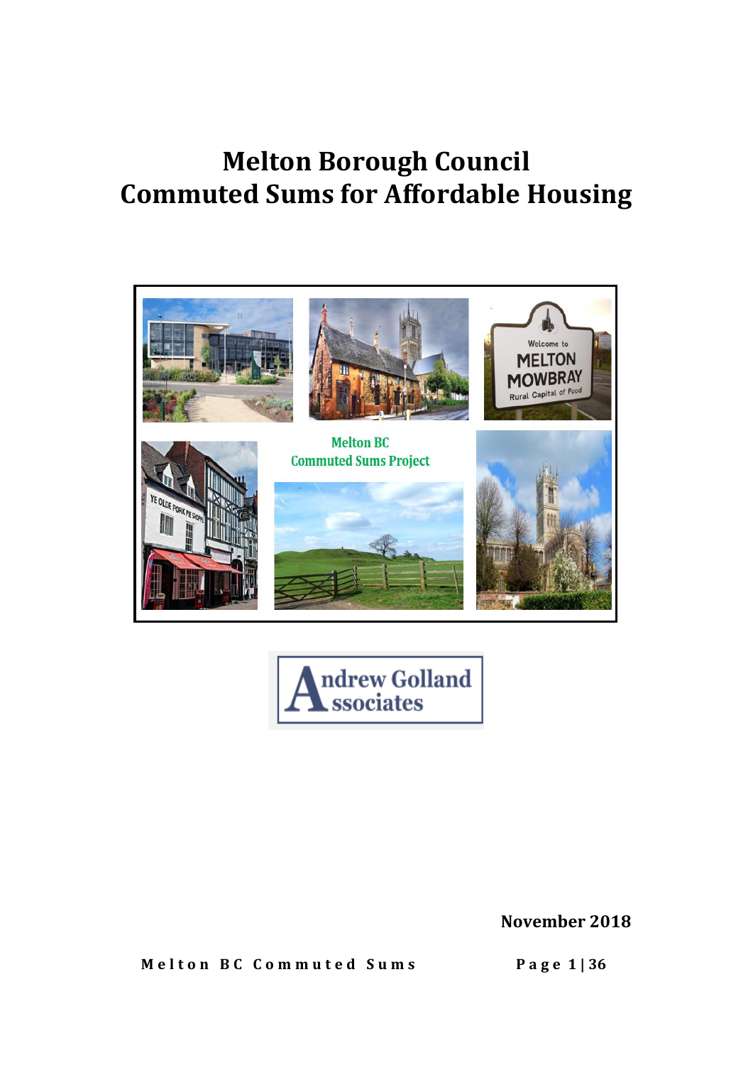# Melton Borough Council
# Commuted Sums for Affordable Housing

November 2018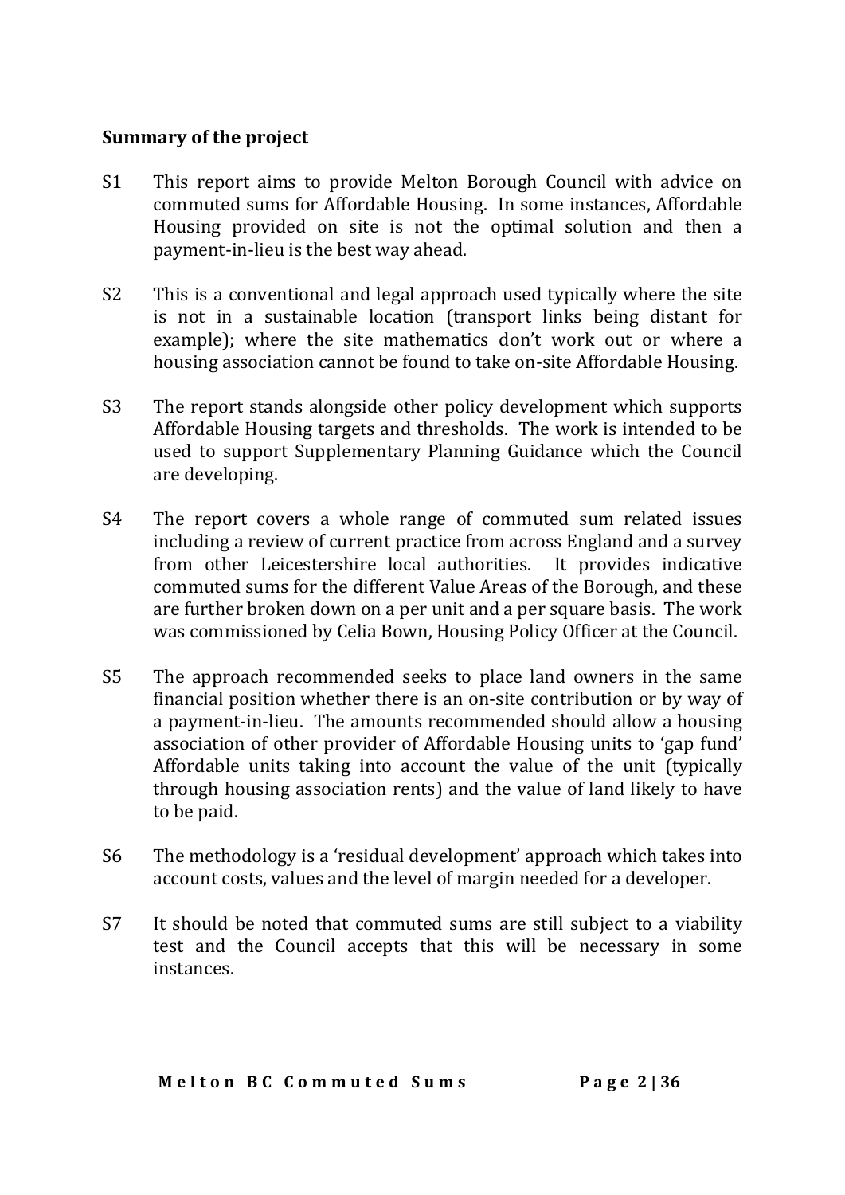**Summary of the project**

S1 This report aims to provide Melton Borough Council with advice on commuted sums for Affordable Housing. In some instances, Affordable Housing provided on site is not the optimal solution and then a payment-in-lieu is the best way ahead.

S2 This is a conventional and legal approach used typically where the site is not in a sustainable location (transport links being distant for example); where the site mathematics don't work out or where a housing association cannot be found to take on-site Affordable Housing.

S3 The report stands alongside other policy development which supports Affordable Housing targets and thresholds. The work is intended to be used to support Supplementary Planning Guidance which the Council are developing.

S4 The report covers a whole range of commuted sum related issues including a review of current practice from across England and a survey from other Leicestershire local authorities. It provides indicative commuted sums for the different Value Areas of the Borough, and these are further broken down on a per unit and a per square basis. The work was commissioned by Celia Bown, Housing Policy Officer at the Council.

S5 The approach recommended seeks to place land owners in the same financial position whether there is an on-site contribution or by way of a payment-in-lieu. The amounts recommended should allow a housing association of other provider of Affordable Housing units to 'gap fund' Affordable units taking into account the value of the unit (typically through housing association rents) and the value of land likely to have to be paid.

S6 The methodology is a 'residual development' approach which takes into account costs, values and the level of margin needed for a developer.

S7 It should be noted that commuted sums are still subject to a viability test and the Council accepts that this will be necessary in some instances.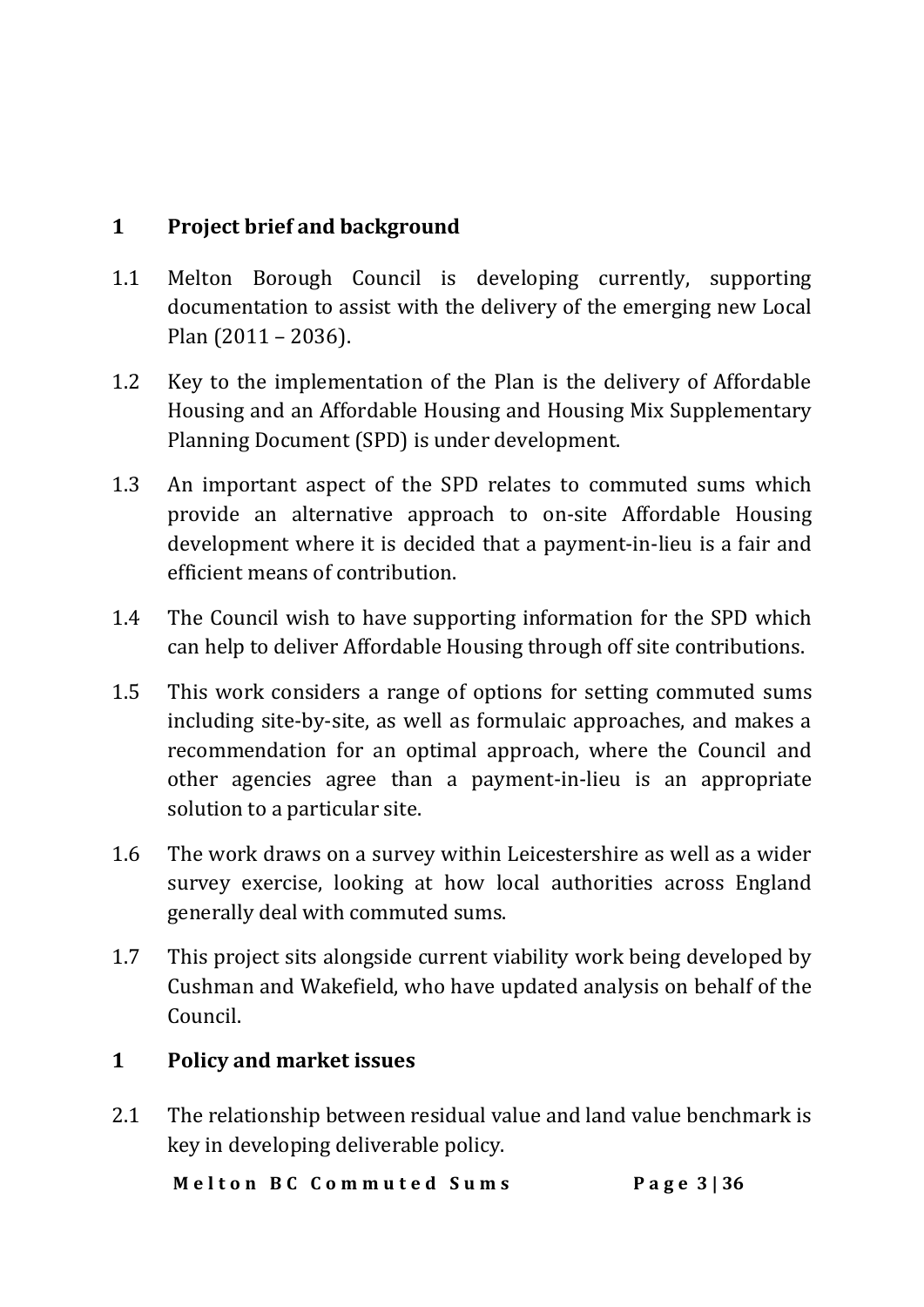## 1 Project brief and background

1.1 Melton Borough Council is developing currently, supporting documentation to assist with the delivery of the emerging new Local Plan (2011 – 2036).

1.2 Key to the implementation of the Plan is the delivery of Affordable Housing and an Affordable Housing and Housing Mix Supplementary Planning Document (SPD) is under development.

1.3 An important aspect of the SPD relates to commuted sums which provide an alternative approach to on-site Affordable Housing development where it is decided that a payment-in-lieu is a fair and efficient means of contribution.

1.4 The Council wish to have supporting information for the SPD which can help to deliver Affordable Housing through off site contributions.

1.5 This work considers a range of options for setting commuted sums including site-by-site, as well as formulaic approaches, and makes a recommendation for an optimal approach, where the Council and other agencies agree than a payment-in-lieu is an appropriate solution to a particular site.

1.6 The work draws on a survey within Leicestershire as well as a wider survey exercise, looking at how local authorities across England generally deal with commuted sums.

1.7 This project sits alongside current viability work being developed by Cushman and Wakefield, who have updated analysis on behalf of the Council.

## 1 Policy and market issues

2.1 The relationship between residual value and land value benchmark is key in developing deliverable policy.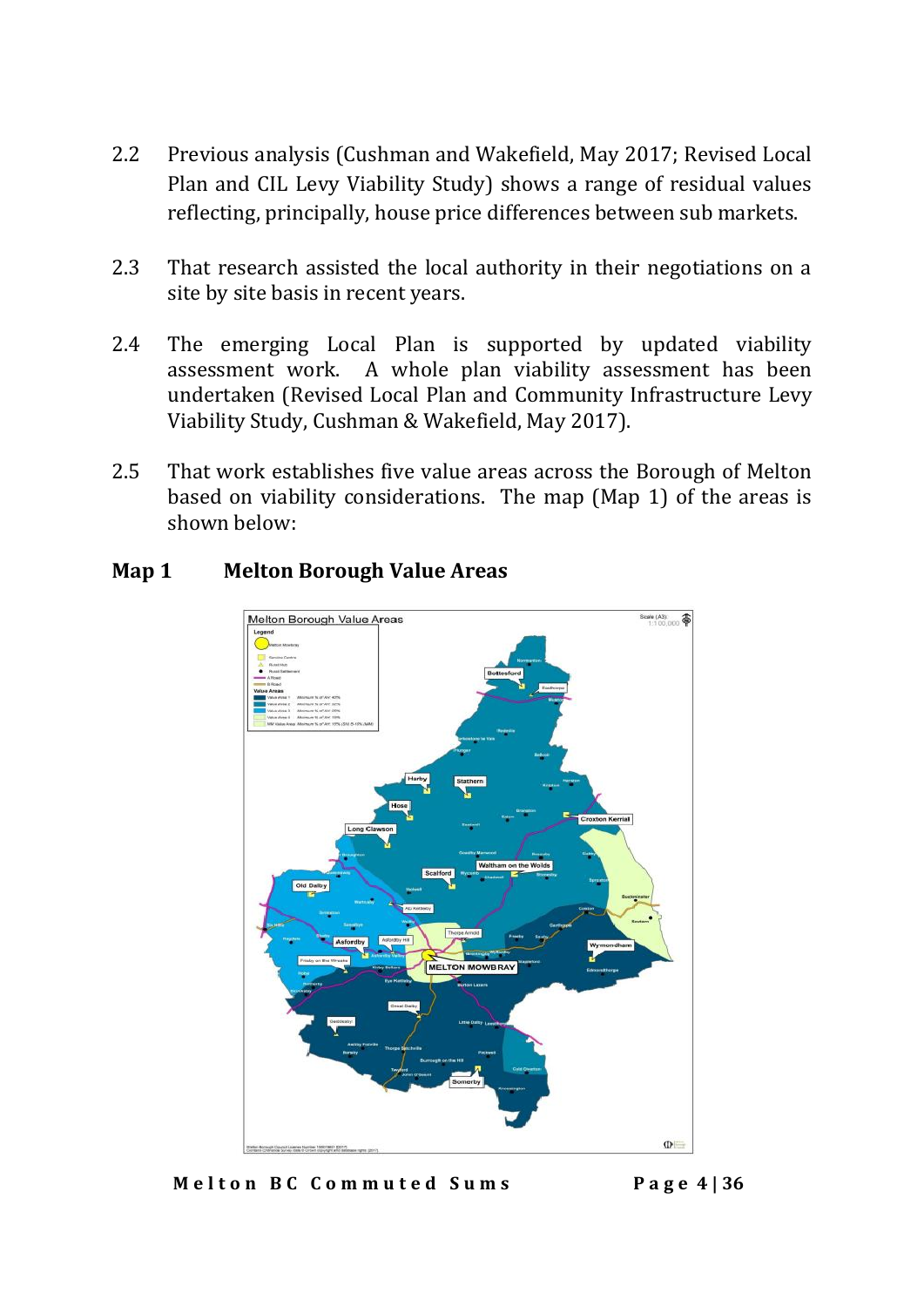2.2 Previous analysis (Cushman and Wakefield, May 2017; Revised Local Plan and CIL Levy Viability Study) shows a range of residual values reflecting, principally, house price differences between sub markets.

2.3 That research assisted the local authority in their negotiations on a site by site basis in recent years.

2.4 The emerging Local Plan is supported by updated viability assessment work. A whole plan viability assessment has been undertaken (Revised Local Plan and Community Infrastructure Levy Viability Study, Cushman & Wakefield, May 2017).

2.5 That work establishes five value areas across the Borough of Melton based on viability considerations. The map (Map 1) of the areas is shown below:

**Map 1 Melton Borough Value Areas**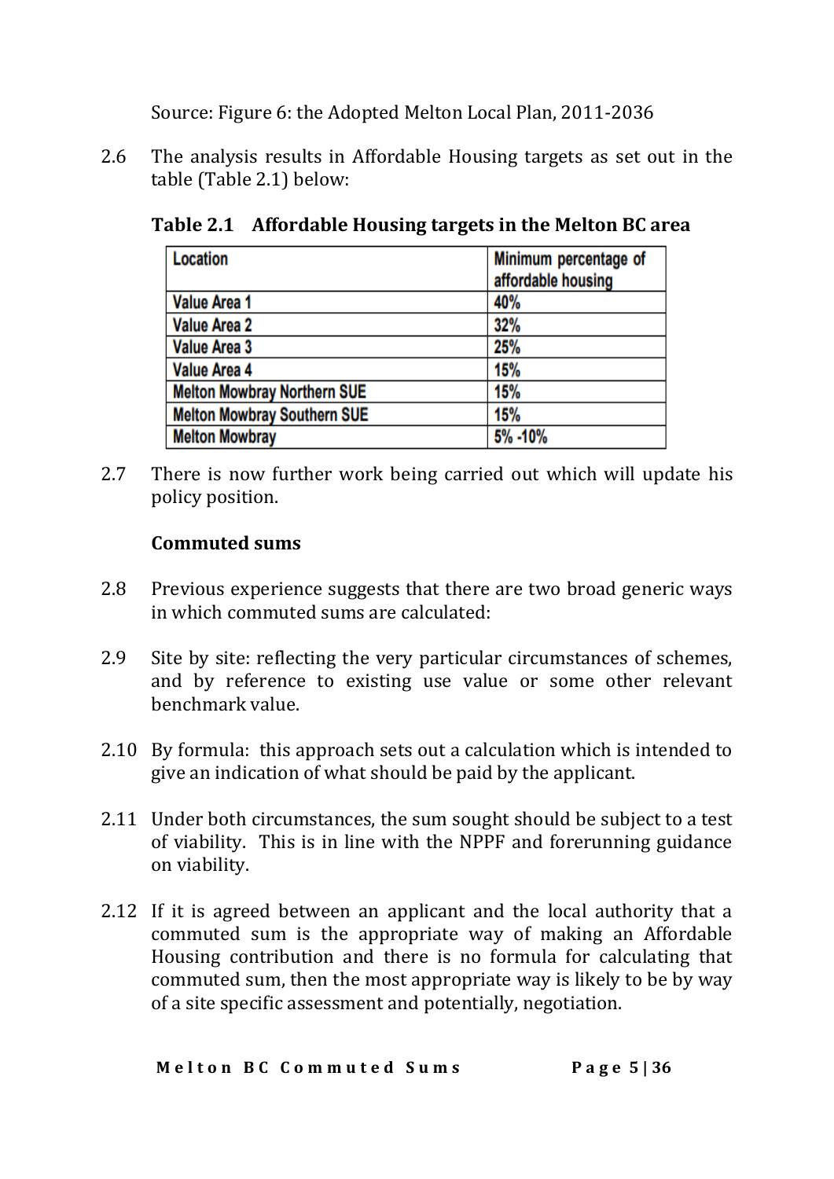Source: Figure 6: the Adopted Melton Local Plan, 2011-2036

2.6 The analysis results in Affordable Housing targets as set out in the table (Table 2.1) below:

**Table 2.1 Affordable Housing targets in the Melton BC area**

| Location | Minimum percentage of affordable housing |
|---|---|
| Value Area 1 | 40% |
| Value Area 2 | 32% |
| Value Area 3 | 25% |
| Value Area 4 | 15% |
| Melton Mowbray Northern SUE | 15% |
| Melton Mowbray Southern SUE | 15% |
| Melton Mowbray | 5% -10% |

2.7 There is now further work being carried out which will update his policy position.

### Commuted sums

2.8 Previous experience suggests that there are two broad generic ways in which commuted sums are calculated:

2.9 Site by site: reflecting the very particular circumstances of schemes, and by reference to existing use value or some other relevant benchmark value.

2.10 By formula: this approach sets out a calculation which is intended to give an indication of what should be paid by the applicant.

2.11 Under both circumstances, the sum sought should be subject to a test of viability. This is in line with the NPPF and forerunning guidance on viability.

2.12 If it is agreed between an applicant and the local authority that a commuted sum is the appropriate way of making an Affordable Housing contribution and there is no formula for calculating that commuted sum, then the most appropriate way is likely to be by way of a site specific assessment and potentially, negotiation.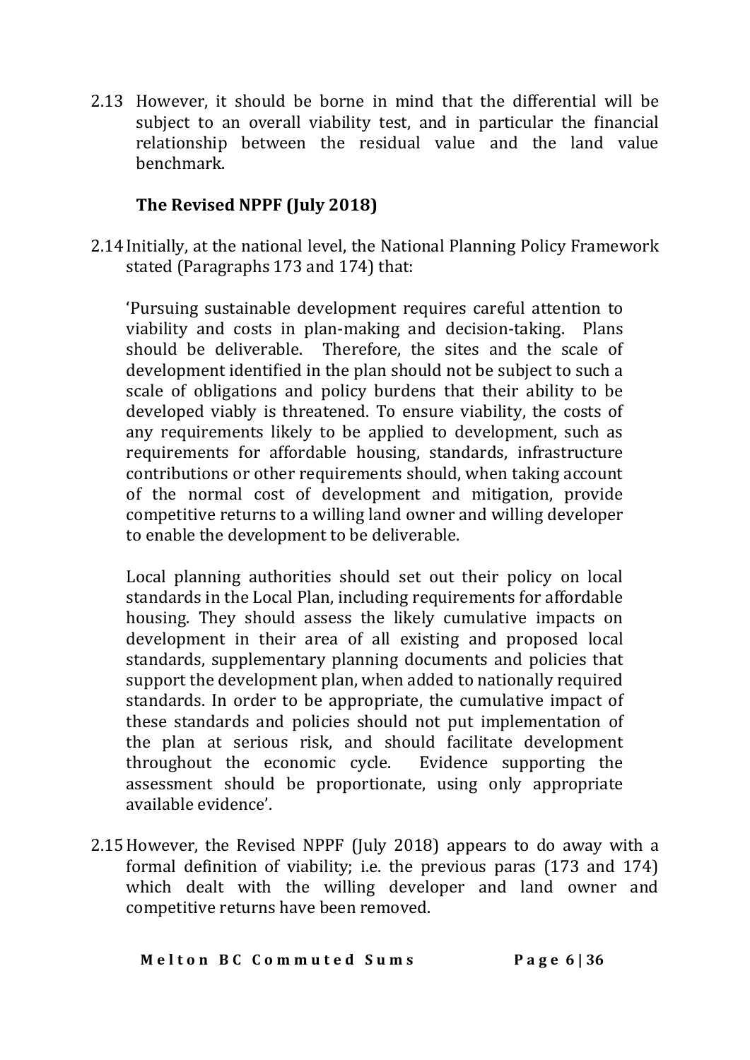2.13 However, it should be borne in mind that the differential will be subject to an overall viability test, and in particular the financial relationship between the residual value and the land value benchmark.

### The Revised NPPF (July 2018)

2.14 Initially, at the national level, the National Planning Policy Framework stated (Paragraphs 173 and 174) that:

> 'Pursuing sustainable development requires careful attention to viability and costs in plan-making and decision-taking. Plans should be deliverable. Therefore, the sites and the scale of development identified in the plan should not be subject to such a scale of obligations and policy burdens that their ability to be developed viably is threatened. To ensure viability, the costs of any requirements likely to be applied to development, such as requirements for affordable housing, standards, infrastructure contributions or other requirements should, when taking account of the normal cost of development and mitigation, provide competitive returns to a willing land owner and willing developer to enable the development to be deliverable.
>
> Local planning authorities should set out their policy on local standards in the Local Plan, including requirements for affordable housing. They should assess the likely cumulative impacts on development in their area of all existing and proposed local standards, supplementary planning documents and policies that support the development plan, when added to nationally required standards. In order to be appropriate, the cumulative impact of these standards and policies should not put implementation of the plan at serious risk, and should facilitate development throughout the economic cycle. Evidence supporting the assessment should be proportionate, using only appropriate available evidence'.

2.15 However, the Revised NPPF (July 2018) appears to do away with a formal definition of viability; i.e. the previous paras (173 and 174) which dealt with the willing developer and land owner and competitive returns have been removed.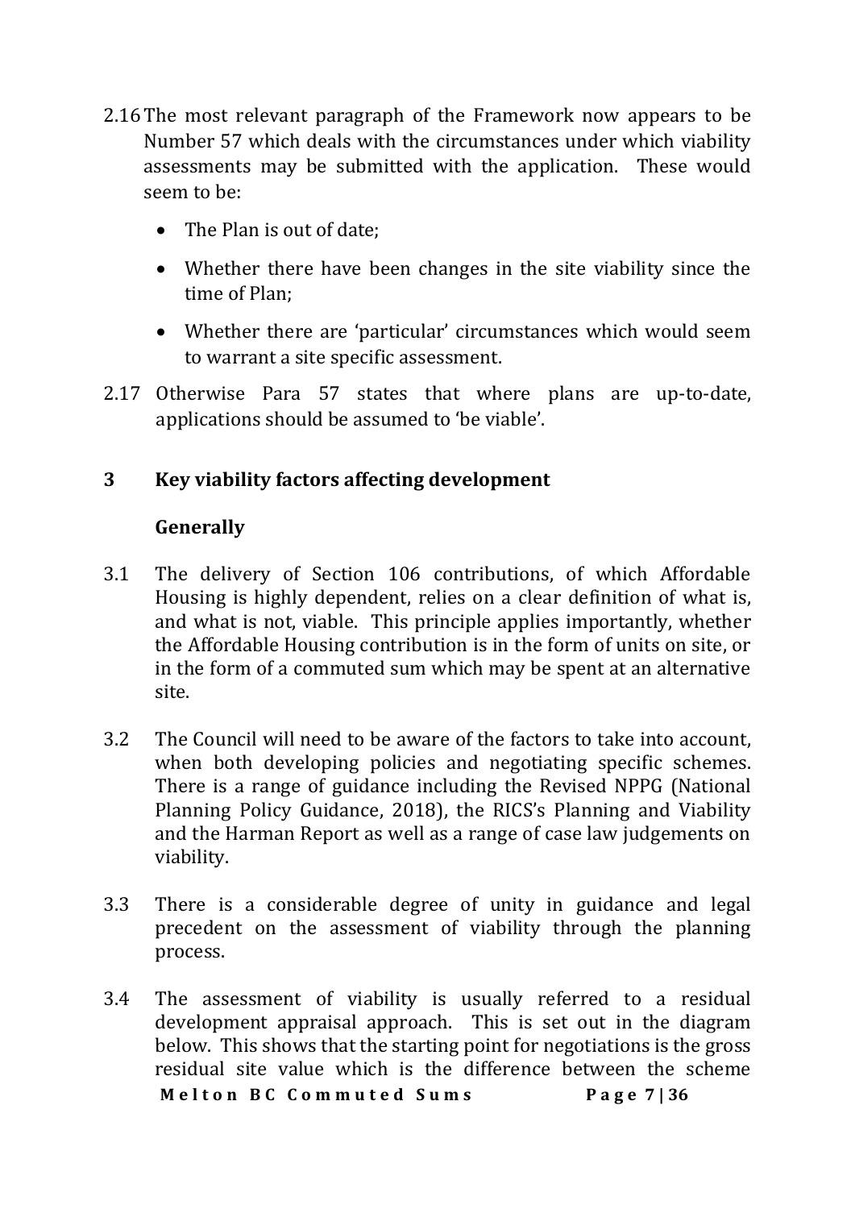2.16 The most relevant paragraph of the Framework now appears to be Number 57 which deals with the circumstances under which viability assessments may be submitted with the application. These would seem to be:

- The Plan is out of date;
- Whether there have been changes in the site viability since the time of Plan;
- Whether there are 'particular' circumstances which would seem to warrant a site specific assessment.

2.17 Otherwise Para 57 states that where plans are up-to-date, applications should be assumed to 'be viable'.

## 3 Key viability factors affecting development

### Generally

3.1 The delivery of Section 106 contributions, of which Affordable Housing is highly dependent, relies on a clear definition of what is, and what is not, viable. This principle applies importantly, whether the Affordable Housing contribution is in the form of units on site, or in the form of a commuted sum which may be spent at an alternative site.

3.2 The Council will need to be aware of the factors to take into account, when both developing policies and negotiating specific schemes. There is a range of guidance including the Revised NPPG (National Planning Policy Guidance, 2018), the RICS's Planning and Viability and the Harman Report as well as a range of case law judgements on viability.

3.3 There is a considerable degree of unity in guidance and legal precedent on the assessment of viability through the planning process.

3.4 The assessment of viability is usually referred to a residual development appraisal approach. This is set out in the diagram below. This shows that the starting point for negotiations is the gross residual site value which is the difference between the scheme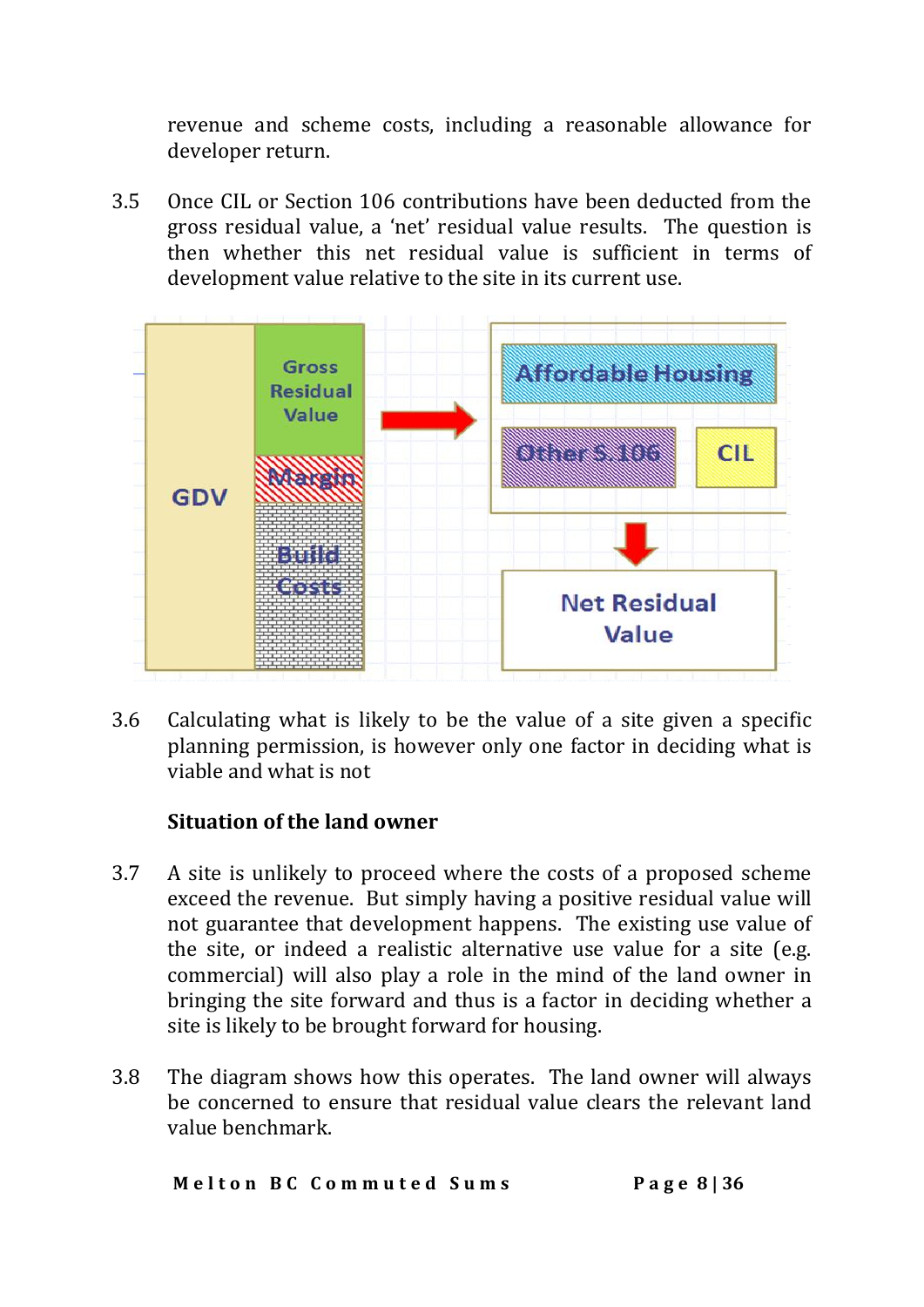revenue and scheme costs, including a reasonable allowance for developer return.

3.5 Once CIL or Section 106 contributions have been deducted from the gross residual value, a 'net' residual value results. The question is then whether this net residual value is sufficient in terms of development value relative to the site in its current use.

3.6 Calculating what is likely to be the value of a site given a specific planning permission, is however only one factor in deciding what is viable and what is not

**Situation of the land owner**

3.7 A site is unlikely to proceed where the costs of a proposed scheme exceed the revenue. But simply having a positive residual value will not guarantee that development happens. The existing use value of the site, or indeed a realistic alternative use value for a site (e.g. commercial) will also play a role in the mind of the land owner in bringing the site forward and thus is a factor in deciding whether a site is likely to be brought forward for housing.

3.8 The diagram shows how this operates. The land owner will always be concerned to ensure that residual value clears the relevant land value benchmark.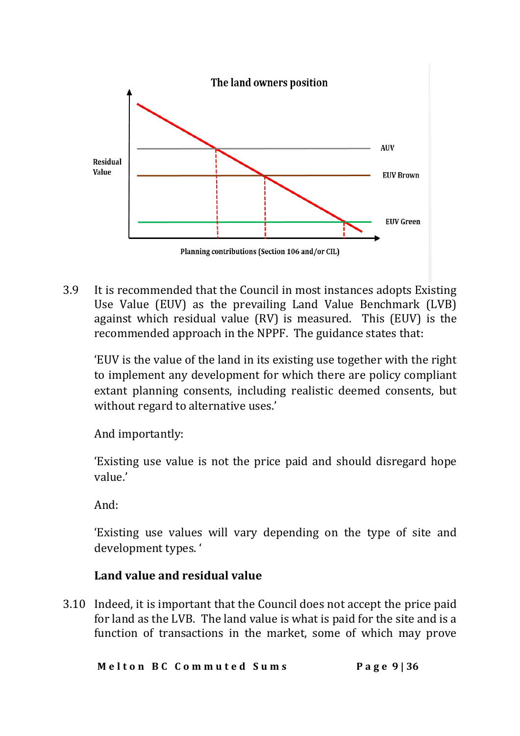The land owners position

Residual Value

AUV

EUV Brown

EUV Green

Planning contributions (Section 106 and/or CIL)

3.9 It is recommended that the Council in most instances adopts Existing Use Value (EUV) as the prevailing Land Value Benchmark (LVB) against which residual value (RV) is measured. This (EUV) is the recommended approach in the NPPF. The guidance states that:

'EUV is the value of the land in its existing use together with the right to implement any development for which there are policy compliant extant planning consents, including realistic deemed consents, but without regard to alternative uses.'

And importantly:

'Existing use value is not the price paid and should disregard hope value.'

And:

'Existing use values will vary depending on the type of site and development types. '

**Land value and residual value**

3.10 Indeed, it is important that the Council does not accept the price paid for land as the LVB. The land value is what is paid for the site and is a function of transactions in the market, some of which may prove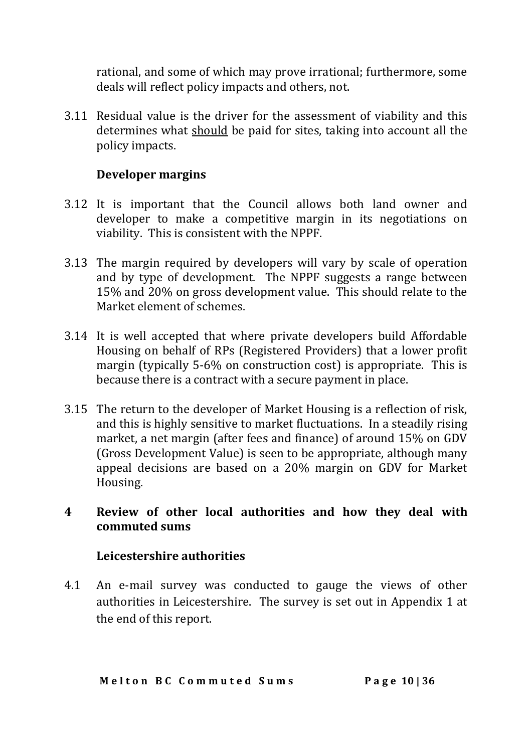rational, and some of which may prove irrational; furthermore, some deals will reflect policy impacts and others, not.

3.11 Residual value is the driver for the assessment of viability and this determines what <u>should</u> be paid for sites, taking into account all the policy impacts.

### Developer margins

3.12 It is important that the Council allows both land owner and developer to make a competitive margin in its negotiations on viability. This is consistent with the NPPF.

3.13 The margin required by developers will vary by scale of operation and by type of development. The NPPF suggests a range between 15% and 20% on gross development value. This should relate to the Market element of schemes.

3.14 It is well accepted that where private developers build Affordable Housing on behalf of RPs (Registered Providers) that a lower profit margin (typically 5-6% on construction cost) is appropriate. This is because there is a contract with a secure payment in place.

3.15 The return to the developer of Market Housing is a reflection of risk, and this is highly sensitive to market fluctuations. In a steadily rising market, a net margin (after fees and finance) of around 15% on GDV (Gross Development Value) is seen to be appropriate, although many appeal decisions are based on a 20% margin on GDV for Market Housing.

## 4 Review of other local authorities and how they deal with commuted sums

### Leicestershire authorities

4.1 An e-mail survey was conducted to gauge the views of other authorities in Leicestershire. The survey is set out in Appendix 1 at the end of this report.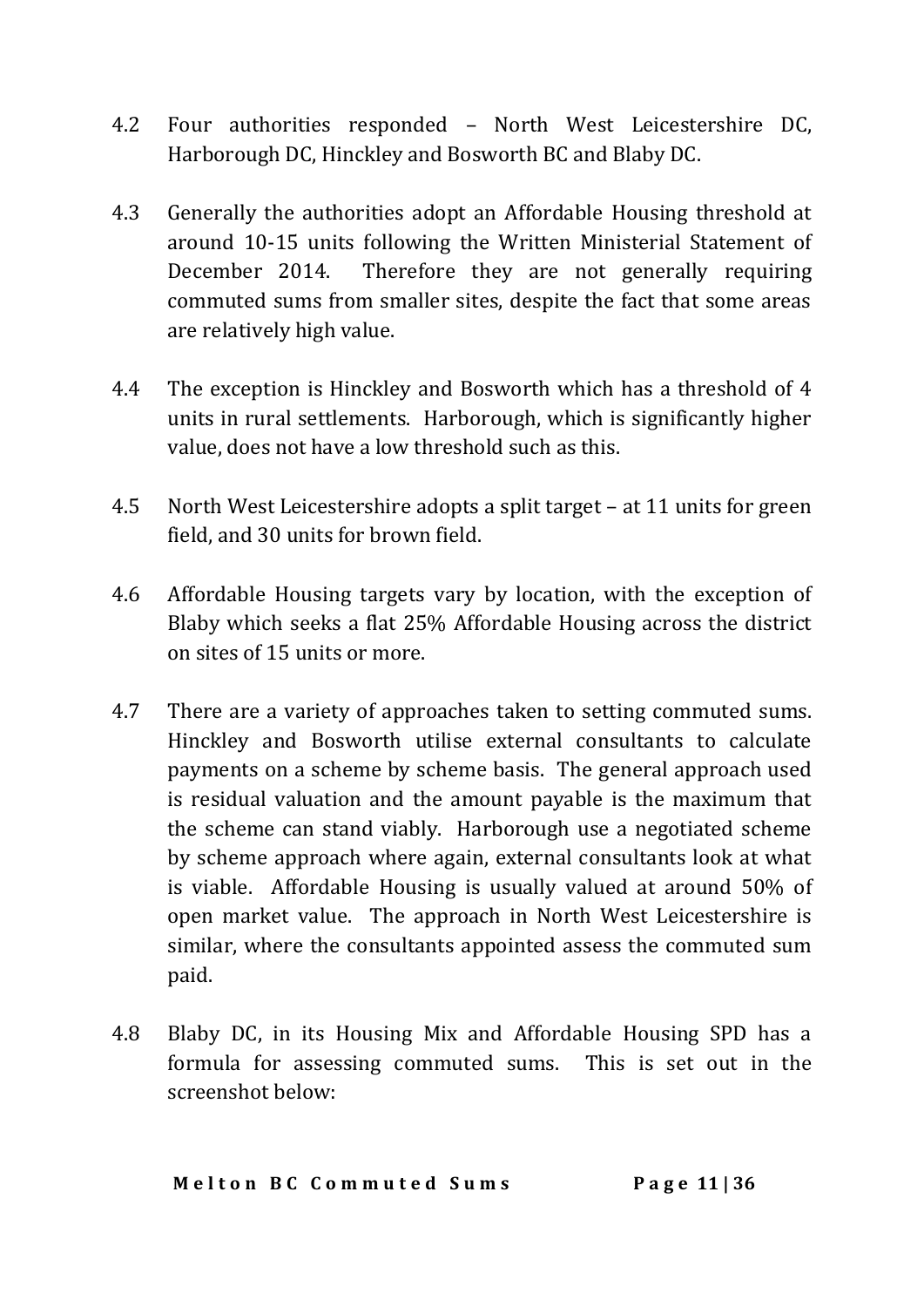4.2 Four authorities responded – North West Leicestershire DC, Harborough DC, Hinckley and Bosworth BC and Blaby DC.

4.3 Generally the authorities adopt an Affordable Housing threshold at around 10-15 units following the Written Ministerial Statement of December 2014. Therefore they are not generally requiring commuted sums from smaller sites, despite the fact that some areas are relatively high value.

4.4 The exception is Hinckley and Bosworth which has a threshold of 4 units in rural settlements. Harborough, which is significantly higher value, does not have a low threshold such as this.

4.5 North West Leicestershire adopts a split target – at 11 units for green field, and 30 units for brown field.

4.6 Affordable Housing targets vary by location, with the exception of Blaby which seeks a flat 25% Affordable Housing across the district on sites of 15 units or more.

4.7 There are a variety of approaches taken to setting commuted sums. Hinckley and Bosworth utilise external consultants to calculate payments on a scheme by scheme basis. The general approach used is residual valuation and the amount payable is the maximum that the scheme can stand viably. Harborough use a negotiated scheme by scheme approach where again, external consultants look at what is viable. Affordable Housing is usually valued at around 50% of open market value. The approach in North West Leicestershire is similar, where the consultants appointed assess the commuted sum paid.

4.8 Blaby DC, in its Housing Mix and Affordable Housing SPD has a formula for assessing commuted sums. This is set out in the screenshot below: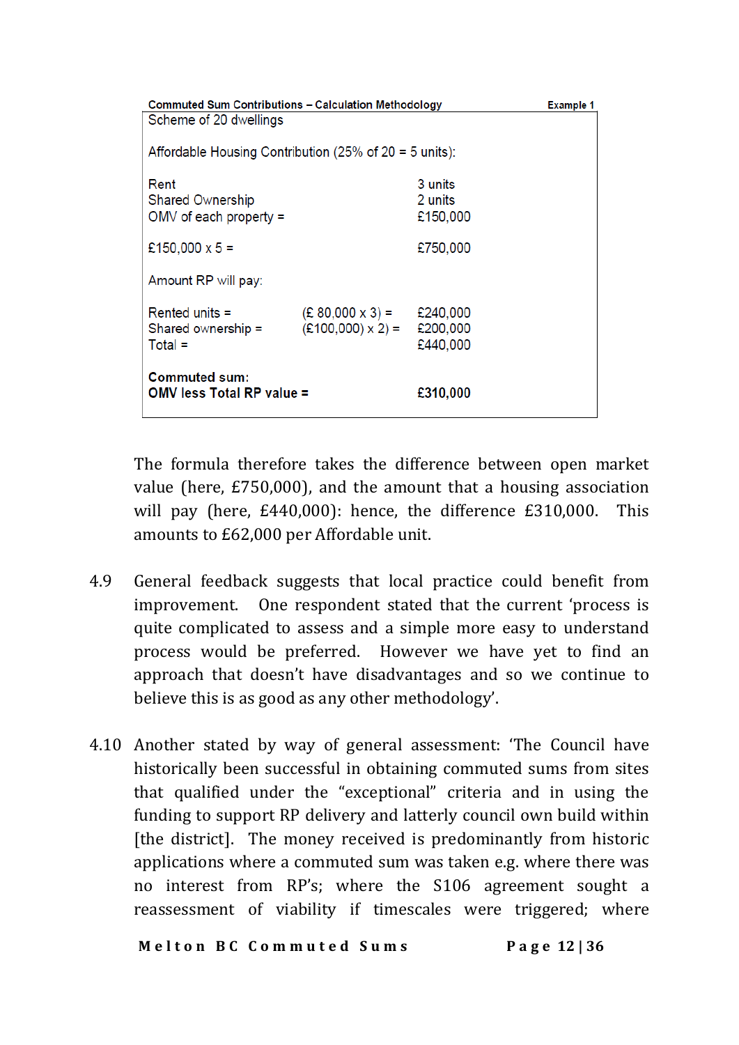**Commented Sum Contributions – Calculation Methodology** — **Example 1**

| | | |
|---|---|---|
| Scheme of 20 dwellings | | |
| Affordable Housing Contribution (25% of 20 = 5 units): | | |
| Rent | | 3 units |
| Shared Ownership | | 2 units |
| OMV of each property = | | £150,000 |
| £150,000 x 5 = | | £750,000 |
| Amount RP will pay: | | |
| Rented units = | (£ 80,000 x 3) = | £240,000 |
| Shared ownership = | (£100,000) x 2) = | £200,000 |
| Total = | | £440,000 |
| **Commuted sum:** | | |
| **OMV less Total RP value =** | | **£310,000** |

The formula therefore takes the difference between open market value (here, £750,000), and the amount that a housing association will pay (here, £440,000): hence, the difference £310,000. This amounts to £62,000 per Affordable unit.

4.9 General feedback suggests that local practice could benefit from improvement. One respondent stated that the current 'process is quite complicated to assess and a simple more easy to understand process would be preferred. However we have yet to find an approach that doesn't have disadvantages and so we continue to believe this is as good as any other methodology'.

4.10 Another stated by way of general assessment: 'The Council have historically been successful in obtaining commuted sums from sites that qualified under the "exceptional" criteria and in using the funding to support RP delivery and latterly council own build within [the district]. The money received is predominantly from historic applications where a commuted sum was taken e.g. where there was no interest from RP's; where the S106 agreement sought a reassessment of viability if timescales were triggered; where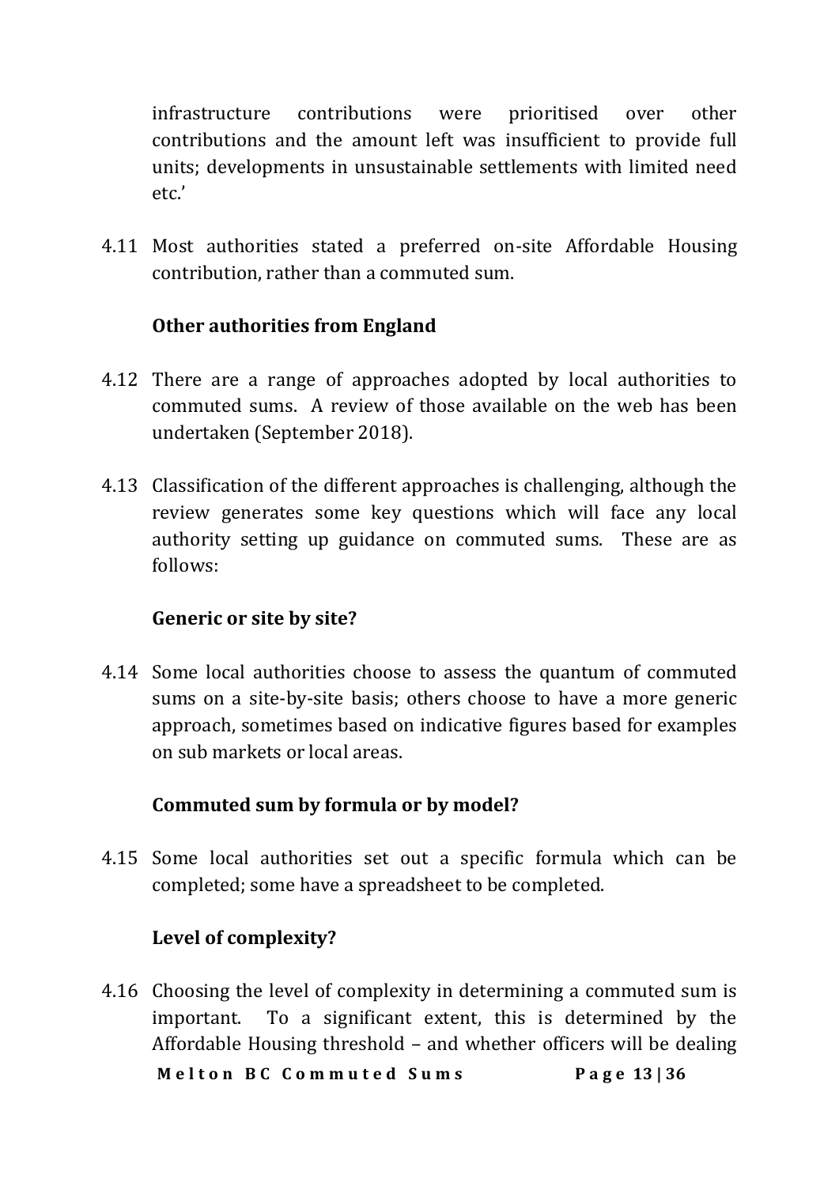infrastructure contributions were prioritised over other contributions and the amount left was insufficient to provide full units; developments in unsustainable settlements with limited need etc.'

4.11 Most authorities stated a preferred on-site Affordable Housing contribution, rather than a commuted sum.

**Other authorities from England**

4.12 There are a range of approaches adopted by local authorities to commuted sums. A review of those available on the web has been undertaken (September 2018).

4.13 Classification of the different approaches is challenging, although the review generates some key questions which will face any local authority setting up guidance on commuted sums. These are as follows:

**Generic or site by site?**

4.14 Some local authorities choose to assess the quantum of commuted sums on a site-by-site basis; others choose to have a more generic approach, sometimes based on indicative figures based for examples on sub markets or local areas.

**Commuted sum by formula or by model?**

4.15 Some local authorities set out a specific formula which can be completed; some have a spreadsheet to be completed.

**Level of complexity?**

4.16 Choosing the level of complexity in determining a commuted sum is important. To a significant extent, this is determined by the Affordable Housing threshold – and whether officers will be dealing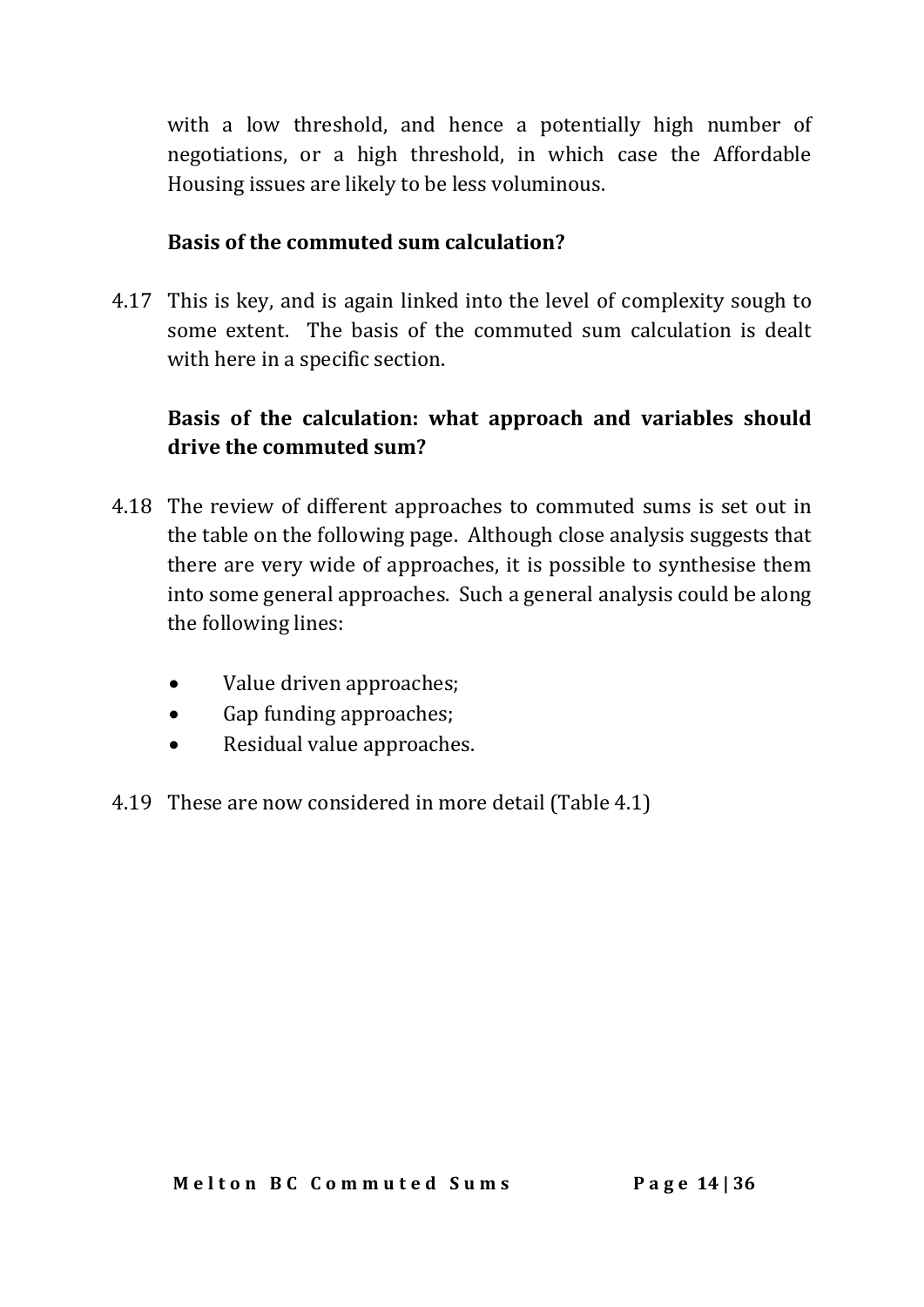with a low threshold, and hence a potentially high number of negotiations, or a high threshold, in which case the Affordable Housing issues are likely to be less voluminous.

**Basis of the commuted sum calculation?**

4.17 This is key, and is again linked into the level of complexity sough to some extent. The basis of the commuted sum calculation is dealt with here in a specific section.

**Basis of the calculation: what approach and variables should drive the commuted sum?**

4.18 The review of different approaches to commuted sums is set out in the table on the following page. Although close analysis suggests that there are very wide of approaches, it is possible to synthesise them into some general approaches. Such a general analysis could be along the following lines:

- Value driven approaches;
- Gap funding approaches;
- Residual value approaches.

4.19 These are now considered in more detail (Table 4.1)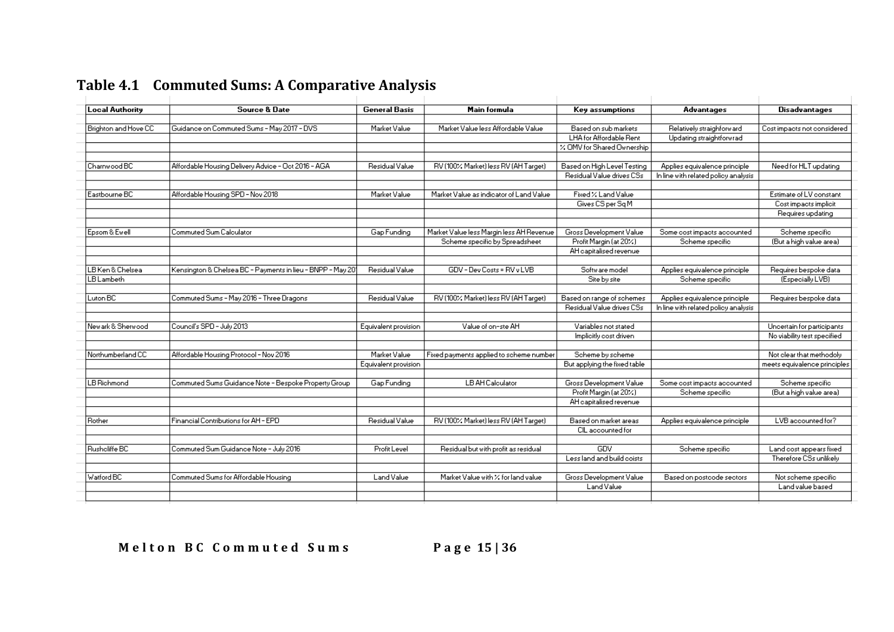## Table 4.1 Commuted Sums: A Comparative Analysis

| Local Authority | Source & Date | General Basis | Main formula | Key assumptions | Advantages | Disadvantages |
|---|---|---|---|---|---|---|
| Brighton and Hove CC | Guidance on Commuted Sums - May 2017 - DVS | Market Value | Market Value less Affordable Value | Based on sub markets | Relatively straighforward | Cost impacts not considered |
| | | | | LHA for Affordable Rent | Updating straightforwrad | |
| | | | | % OMV for Shared Ownership | | |
| Charnwood BC | Affordable Housing Delivery Advice - Oct 2016 - AGA | Residual Value | RV (100% Market) less RV (AH Target) | Based on High Level Testing | Applies equivalence principle | Need for HLT updating |
| | | | | Residual Value drives CSs | In line with related policy analysis | |
| Eastbourne BC | Affordable Housing SPD - Nov 2018 | Market Value | Market Value as indicator of Land Value | Fixed % Land Value | | Estimate of LV constant |
| | | | | Gives CS per Sq M | | Cost impacts implicit |
| | | | | | | Requires updating |
| Epsom & Ewell | Commuted Sum Calculator | Gap Funding | Market Value less Margin less AH Revenue | Gross Development Value | Some cost impacts accounted | Scheme specific |
| | | | Scheme specific by Spreadsheet | Profit Margin (at 20%) | Scheme specific | (But a high value area) |
| | | | | AH capitalised revenue | | |
| LB Ken & Chelsea | Kensington & Chelsea BC - Payments in lieu - BNPP - May 20 | Residual Value | GDV - Dev Costs = RV v LVB | Software model | Applies equivalence principle | Requires bespoke data |
| LB Lambeth | | | | Site by site | Scheme specific | (Especially LVB) |
| Luton BC | Commuted Sums - May 2016 - Three Dragons | Residual Value | RV (100% Market) less RV (AH Target) | Based on range of schemes | Applies equivalence principle | Requires bespoke data |
| | | | | Residual Value drives CSs | In line with related policy analysis | |
| Newark & Sherwood | Council's SPD - July 2013 | Equivalent provision | Value of on-ste AH | Variables not stated | | Uncertain for participants |
| | | | | Implicitly cost driven | | No viability test specified |
| Northumberland CC | Affordable Housing Protocol - Nov 2016 | Market Value | Fixed payments applied to scheme number | Scheme by scheme | | Not clear that methodoly |
| | | Equivalent provision | | But applying the fixed table | | meets equivalence principles |
| LB Richmond | Commuted Sums Guidance Note - Bespoke Property Group | Gap Funding | LB AH Calculator | Gross Development Value | Some cost impacts accounted | Scheme specific |
| | | | | Profit Margin (at 20%) | Scheme specific | (But a high value area) |
| | | | | AH capitalised revenue | | |
| Rother | Financial Contributions for AH - EPD | Residual Value | RV (100% Market) less RV (AH Target) | Based on market areas | Applies equivalence principle | LVB accounted for? |
| | | | | CIL accounted for | | |
| Rushcliffe BC | Commuted Sum Guidance Note - July 2016 | Profit Level | Residual but with profit as residual | GDV | Scheme specific | Land cost appears fixed |
| | | | | Less land and build coists | | Therefore CSs unlikely |
| Watford BC | Commuted Sums for Affordable Housing | Land Value | Market Value with % for land value | Gross Development Value | Based on postcode sectors | Not scheme specific |
| | | | | Land Value | | Land value based |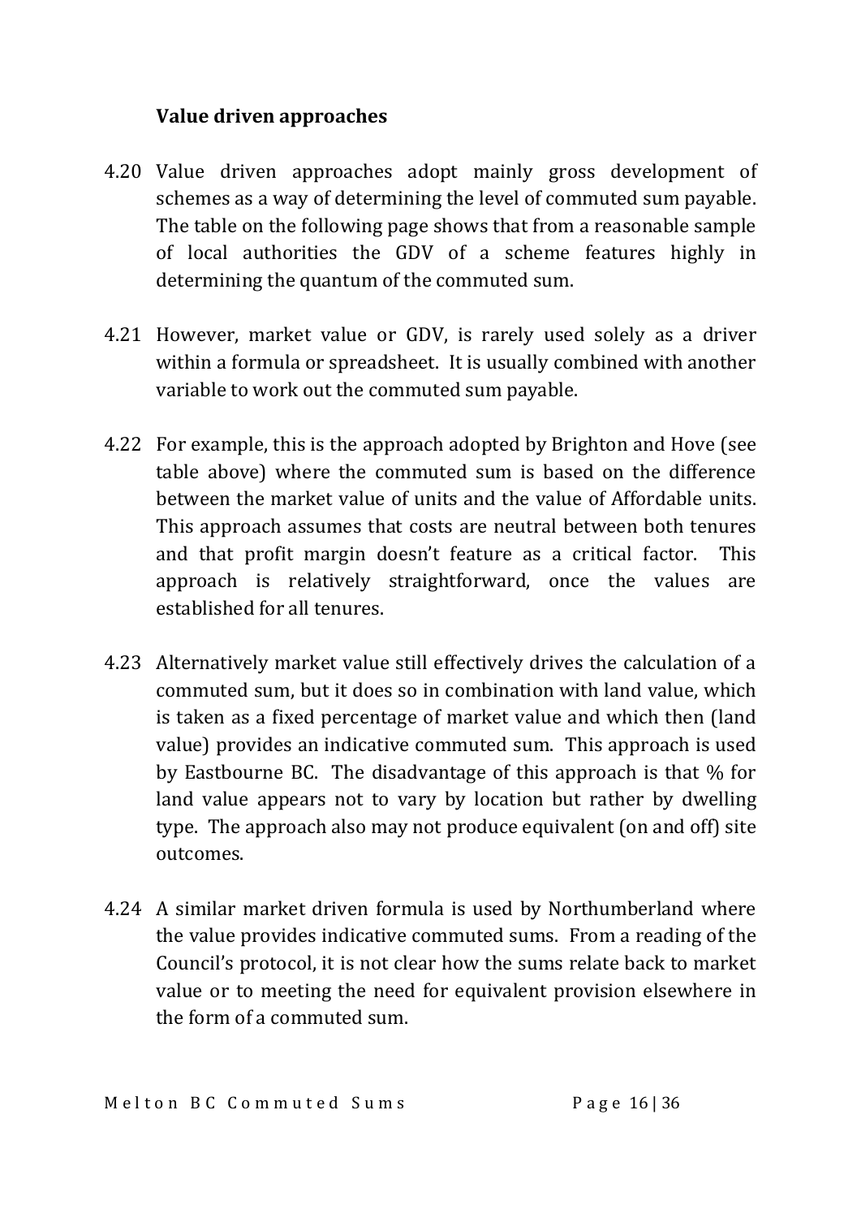### Value driven approaches

4.20 Value driven approaches adopt mainly gross development of schemes as a way of determining the level of commuted sum payable. The table on the following page shows that from a reasonable sample of local authorities the GDV of a scheme features highly in determining the quantum of the commuted sum.

4.21 However, market value or GDV, is rarely used solely as a driver within a formula or spreadsheet. It is usually combined with another variable to work out the commuted sum payable.

4.22 For example, this is the approach adopted by Brighton and Hove (see table above) where the commuted sum is based on the difference between the market value of units and the value of Affordable units. This approach assumes that costs are neutral between both tenures and that profit margin doesn't feature as a critical factor. This approach is relatively straightforward, once the values are established for all tenures.

4.23 Alternatively market value still effectively drives the calculation of a commuted sum, but it does so in combination with land value, which is taken as a fixed percentage of market value and which then (land value) provides an indicative commuted sum. This approach is used by Eastbourne BC. The disadvantage of this approach is that % for land value appears not to vary by location but rather by dwelling type. The approach also may not produce equivalent (on and off) site outcomes.

4.24 A similar market driven formula is used by Northumberland where the value provides indicative commuted sums. From a reading of the Council's protocol, it is not clear how the sums relate back to market value or to meeting the need for equivalent provision elsewhere in the form of a commuted sum.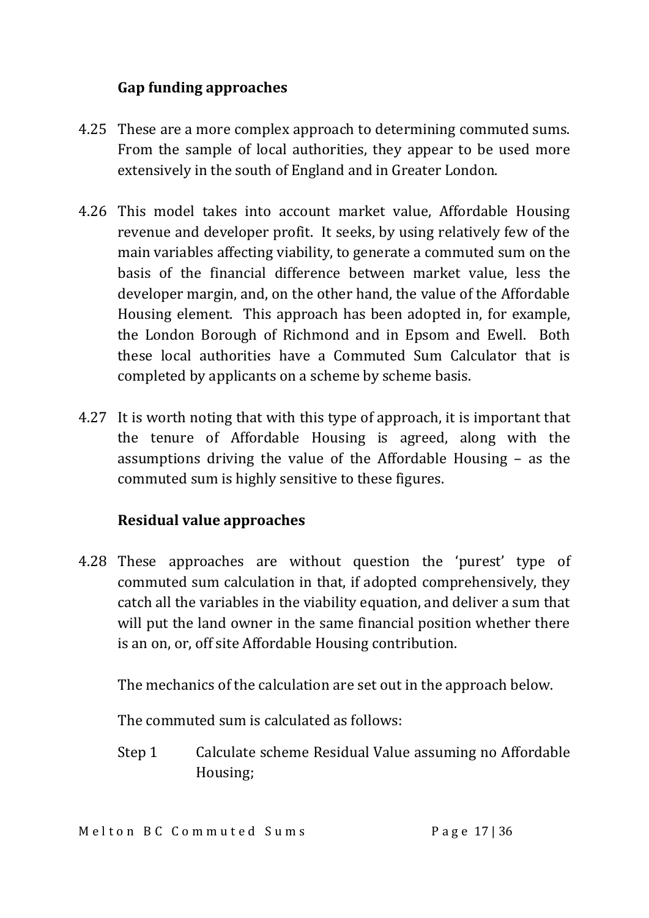### Gap funding approaches

4.25 These are a more complex approach to determining commuted sums. From the sample of local authorities, they appear to be used more extensively in the south of England and in Greater London.

4.26 This model takes into account market value, Affordable Housing revenue and developer profit. It seeks, by using relatively few of the main variables affecting viability, to generate a commuted sum on the basis of the financial difference between market value, less the developer margin, and, on the other hand, the value of the Affordable Housing element. This approach has been adopted in, for example, the London Borough of Richmond and in Epsom and Ewell. Both these local authorities have a Commuted Sum Calculator that is completed by applicants on a scheme by scheme basis.

4.27 It is worth noting that with this type of approach, it is important that the tenure of Affordable Housing is agreed, along with the assumptions driving the value of the Affordable Housing – as the commuted sum is highly sensitive to these figures.

### Residual value approaches

4.28 These approaches are without question the 'purest' type of commuted sum calculation in that, if adopted comprehensively, they catch all the variables in the viability equation, and deliver a sum that will put the land owner in the same financial position whether there is an on, or, off site Affordable Housing contribution.

The mechanics of the calculation are set out in the approach below.

The commuted sum is calculated as follows:

Step 1 Calculate scheme Residual Value assuming no Affordable Housing;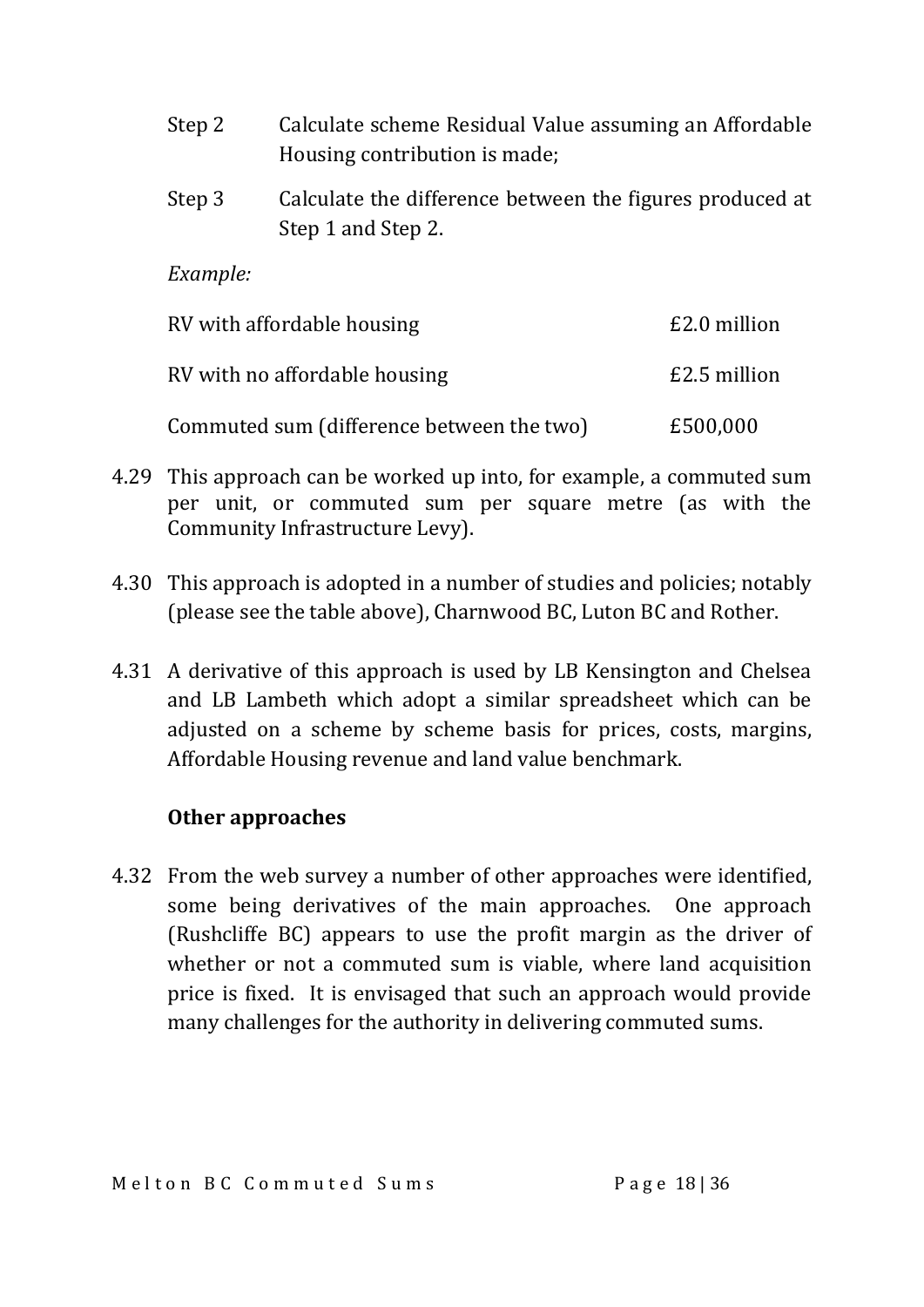Step 2 Calculate scheme Residual Value assuming an Affordable Housing contribution is made;

Step 3 Calculate the difference between the figures produced at Step 1 and Step 2.

*Example:*

| | |
|---|---|
| RV with affordable housing | £2.0 million |
| RV with no affordable housing | £2.5 million |
| Commuted sum (difference between the two) | £500,000 |

4.29 This approach can be worked up into, for example, a commuted sum per unit, or commuted sum per square metre (as with the Community Infrastructure Levy).

4.30 This approach is adopted in a number of studies and policies; notably (please see the table above), Charnwood BC, Luton BC and Rother.

4.31 A derivative of this approach is used by LB Kensington and Chelsea and LB Lambeth which adopt a similar spreadsheet which can be adjusted on a scheme by scheme basis for prices, costs, margins, Affordable Housing revenue and land value benchmark.

**Other approaches**

4.32 From the web survey a number of other approaches were identified, some being derivatives of the main approaches. One approach (Rushcliffe BC) appears to use the profit margin as the driver of whether or not a commuted sum is viable, where land acquisition price is fixed. It is envisaged that such an approach would provide many challenges for the authority in delivering commuted sums.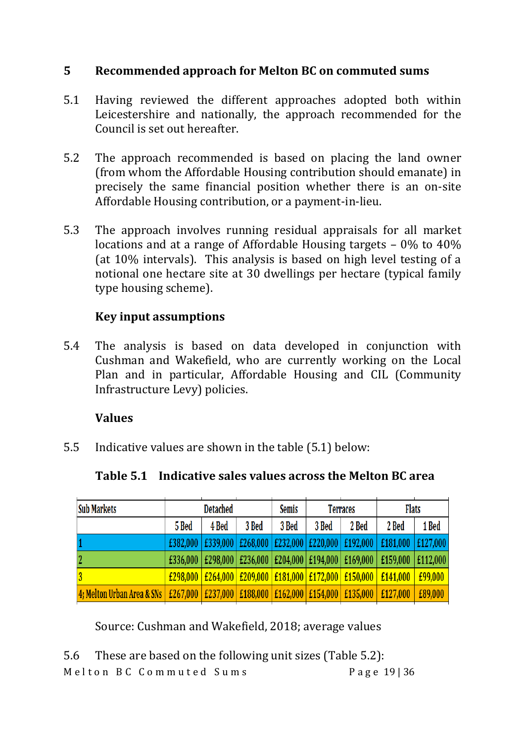## 5 Recommended approach for Melton BC on commuted sums

5.1 Having reviewed the different approaches adopted both within Leicestershire and nationally, the approach recommended for the Council is set out hereafter.

5.2 The approach recommended is based on placing the land owner (from whom the Affordable Housing contribution should emanate) in precisely the same financial position whether there is an on-site Affordable Housing contribution, or a payment-in-lieu.

5.3 The approach involves running residual appraisals for all market locations and at a range of Affordable Housing targets – 0% to 40% (at 10% intervals). This analysis is based on high level testing of a notional one hectare site at 30 dwellings per hectare (typical family type housing scheme).

### Key input assumptions

5.4 The analysis is based on data developed in conjunction with Cushman and Wakefield, who are currently working on the Local Plan and in particular, Affordable Housing and CIL (Community Infrastructure Levy) policies.

### Values

5.5 Indicative values are shown in the table (5.1) below:

**Table 5.1 Indicative sales values across the Melton BC area**

| Sub Markets | Detached | | | Semis | Terraces | | Flats | |
|---|---|---|---|---|---|---|---|---|
| | 5 Bed | 4 Bed | 3 Bed | 3 Bed | 3 Bed | 2 Bed | 2 Bed | 1 Bed |
| 1 | £382,000 | £339,000 | £268,000 | £232,000 | £220,000 | £192,000 | £181,000 | £127,000 |
| 2 | £336,000 | £298,000 | £236,000 | £204,000 | £194,000 | £169,000 | £159,000 | £112,000 |
| 3 | £298,000 | £264,000 | £209,000 | £181,000 | £172,000 | £150,000 | £141,000 | £99,000 |
| 4; Melton Urban Area & SNs | £267,000 | £237,000 | £188,000 | £162,000 | £154,000 | £135,000 | £127,000 | £89,000 |

Source: Cushman and Wakefield, 2018; average values

5.6 These are based on the following unit sizes (Table 5.2):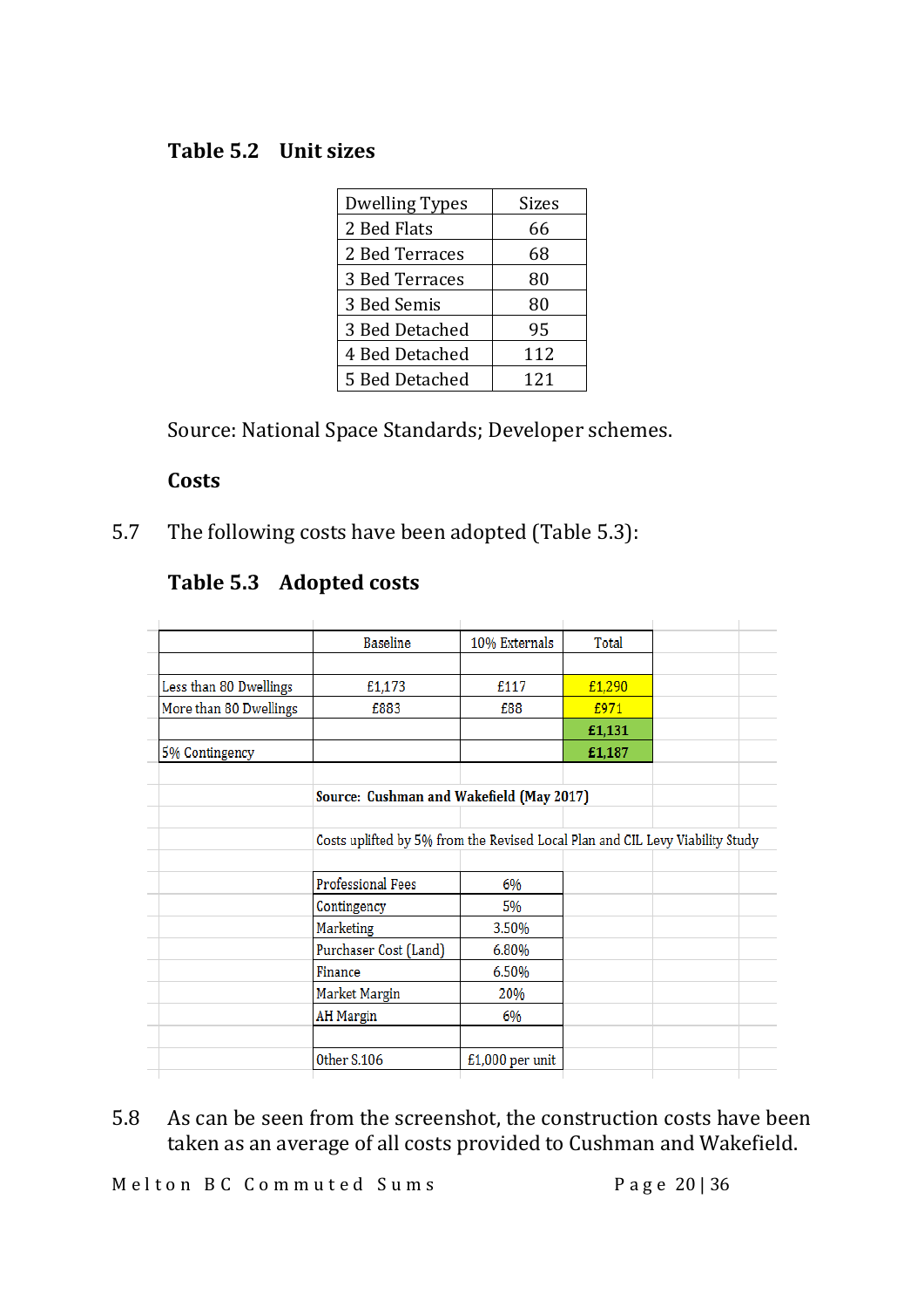### Table 5.2 Unit sizes

| Dwelling Types | Sizes |
|---|---|
| 2 Bed Flats | 66 |
| 2 Bed Terraces | 68 |
| 3 Bed Terraces | 80 |
| 3 Bed Semis | 80 |
| 3 Bed Detached | 95 |
| 4 Bed Detached | 112 |
| 5 Bed Detached | 121 |

Source: National Space Standards; Developer schemes.

### Costs

5.7 The following costs have been adopted (Table 5.3):

### Table 5.3 Adopted costs

| | Baseline | 10% Externals | Total |
|---|---|---|---|
| Less than 80 Dwellings | £1,173 | £117 | £1,290 |
| More than 80 Dwellings | £883 | £88 | £971 |
| | | | **£1,131** |
| 5% Contingency | | | **£1,187** |

**Source: Cushman and Wakefield (May 2017)**

Costs uplifted by 5% from the Revised Local Plan and CIL Levy Viability Study

| | |
|---|---|
| Professional Fees | 6% |
| Contingency | 5% |
| Marketing | 3.50% |
| Purchaser Cost (Land) | 6.80% |
| Finance | 6.50% |
| Market Margin | 20% |
| AH Margin | 6% |
| | |
| Other S.106 | £1,000 per unit |

5.8 As can be seen from the screenshot, the construction costs have been taken as an average of all costs provided to Cushman and Wakefield.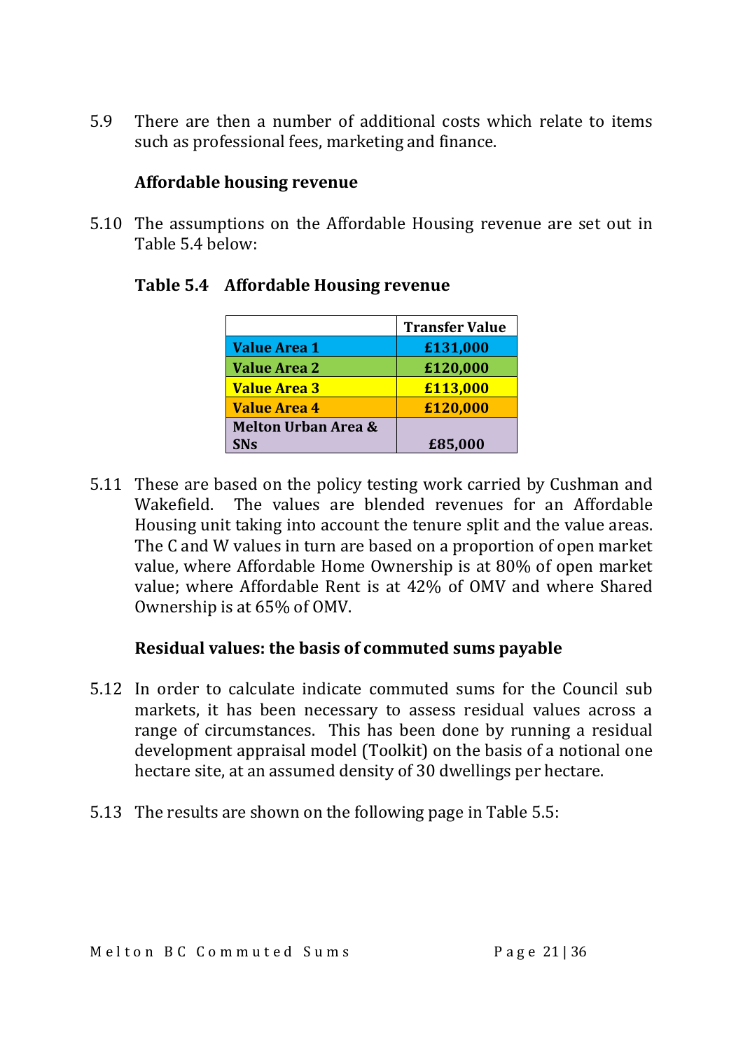5.9 There are then a number of additional costs which relate to items such as professional fees, marketing and finance.

### Affordable housing revenue

5.10 The assumptions on the Affordable Housing revenue are set out in Table 5.4 below:

**Table 5.4 Affordable Housing revenue**

| | Transfer Value |
|---|---|
| **Value Area 1** | **£131,000** |
| **Value Area 2** | **£120,000** |
| **Value Area 3** | **£113,000** |
| **Value Area 4** | **£120,000** |
| **Melton Urban Area & SNs** | **£85,000** |

5.11 These are based on the policy testing work carried by Cushman and Wakefield. The values are blended revenues for an Affordable Housing unit taking into account the tenure split and the value areas. The C and W values in turn are based on a proportion of open market value, where Affordable Home Ownership is at 80% of open market value; where Affordable Rent is at 42% of OMV and where Shared Ownership is at 65% of OMV.

### Residual values: the basis of commuted sums payable

5.12 In order to calculate indicate commuted sums for the Council sub markets, it has been necessary to assess residual values across a range of circumstances. This has been done by running a residual development appraisal model (Toolkit) on the basis of a notional one hectare site, at an assumed density of 30 dwellings per hectare.

5.13 The results are shown on the following page in Table 5.5: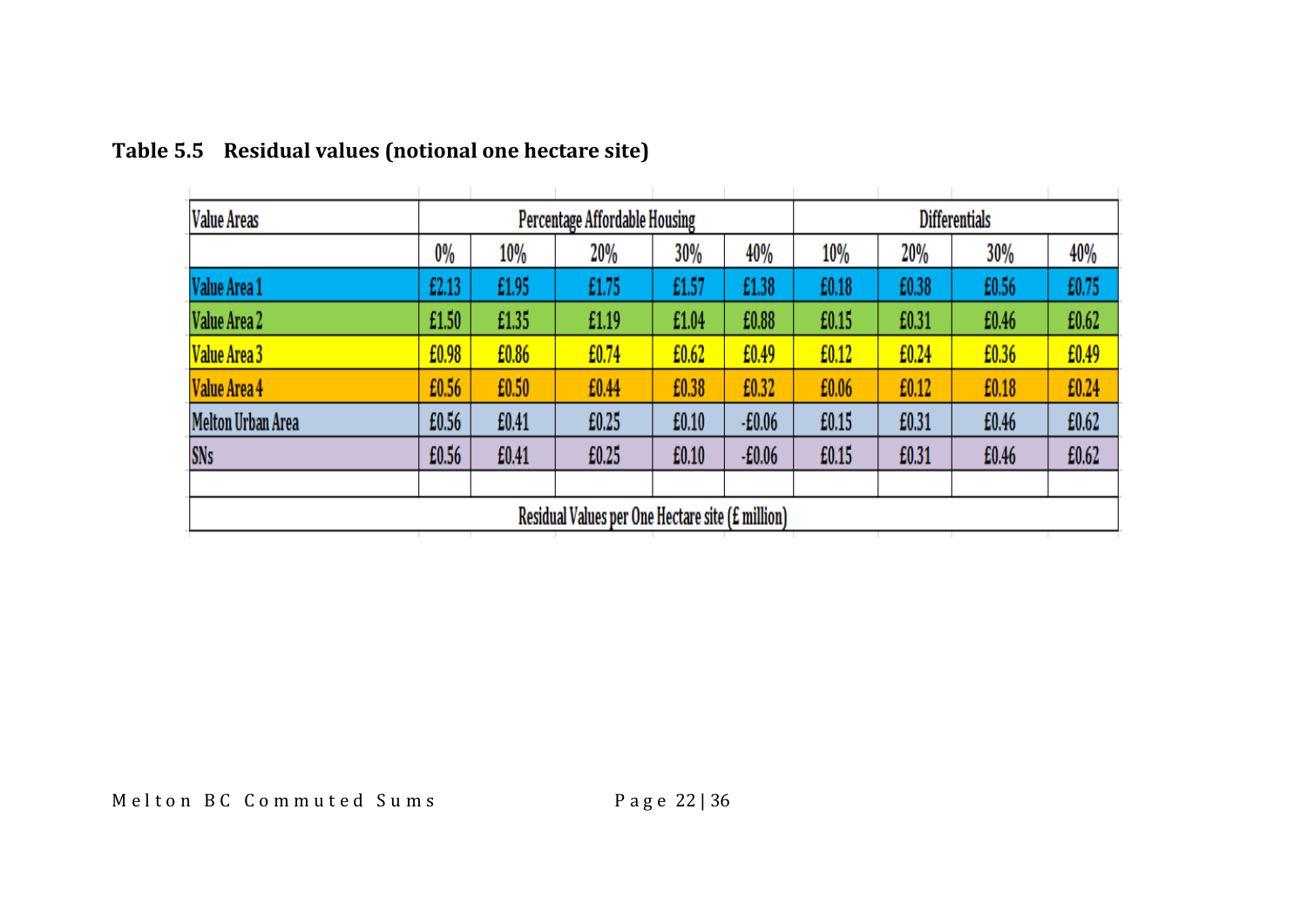**Table 5.5 Residual values (notional one hectare site)**

| Value Areas | Percentage Affordable Housing | | | | | Differentials | | | |
|---|---|---|---|---|---|---|---|---|---|
| | 0% | 10% | 20% | 30% | 40% | 10% | 20% | 30% | 40% |
| Value Area 1 | £2.13 | £1.95 | £1.75 | £1.57 | £1.38 | £0.18 | £0.38 | £0.56 | £0.75 |
| Value Area 2 | £1.50 | £1.35 | £1.19 | £1.04 | £0.88 | £0.15 | £0.31 | £0.46 | £0.62 |
| Value Area 3 | £0.98 | £0.86 | £0.74 | £0.62 | £0.49 | £0.12 | £0.24 | £0.36 | £0.49 |
| Value Area 4 | £0.56 | £0.50 | £0.44 | £0.38 | £0.32 | £0.06 | £0.12 | £0.18 | £0.24 |
| Melton Urban Area | £0.56 | £0.41 | £0.25 | £0.10 | -£0.06 | £0.15 | £0.31 | £0.46 | £0.62 |
| SNs | £0.56 | £0.41 | £0.25 | £0.10 | -£0.06 | £0.15 | £0.31 | £0.46 | £0.62 |
| | | | | | | | | | |
| Residual Values per One Hectare site (£ million) | | | | | | | | | |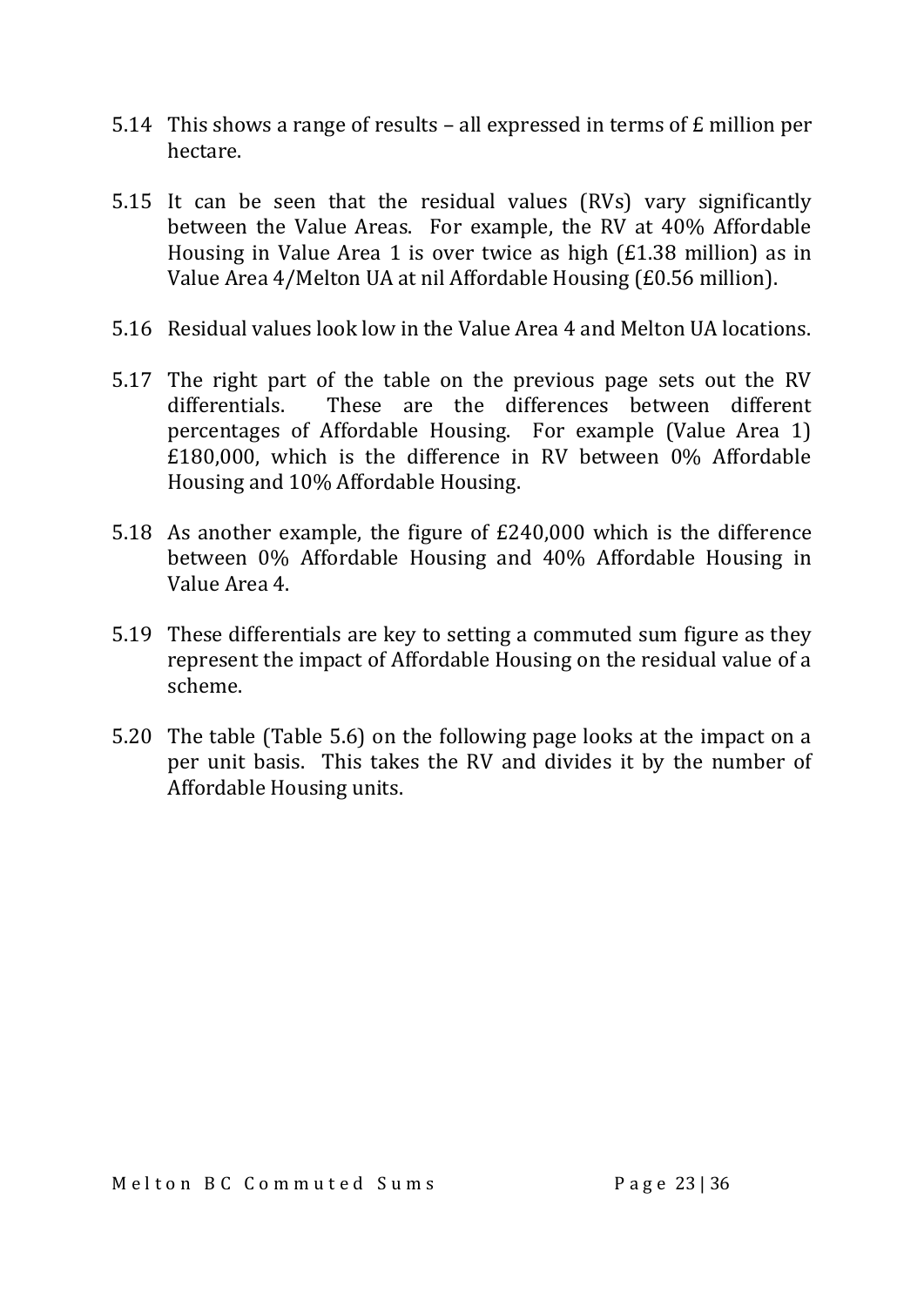5.14 This shows a range of results – all expressed in terms of £ million per hectare.

5.15 It can be seen that the residual values (RVs) vary significantly between the Value Areas. For example, the RV at 40% Affordable Housing in Value Area 1 is over twice as high (£1.38 million) as in Value Area 4/Melton UA at nil Affordable Housing (£0.56 million).

5.16 Residual values look low in the Value Area 4 and Melton UA locations.

5.17 The right part of the table on the previous page sets out the RV differentials. These are the differences between different percentages of Affordable Housing. For example (Value Area 1) £180,000, which is the difference in RV between 0% Affordable Housing and 10% Affordable Housing.

5.18 As another example, the figure of £240,000 which is the difference between 0% Affordable Housing and 40% Affordable Housing in Value Area 4.

5.19 These differentials are key to setting a commuted sum figure as they represent the impact of Affordable Housing on the residual value of a scheme.

5.20 The table (Table 5.6) on the following page looks at the impact on a per unit basis. This takes the RV and divides it by the number of Affordable Housing units.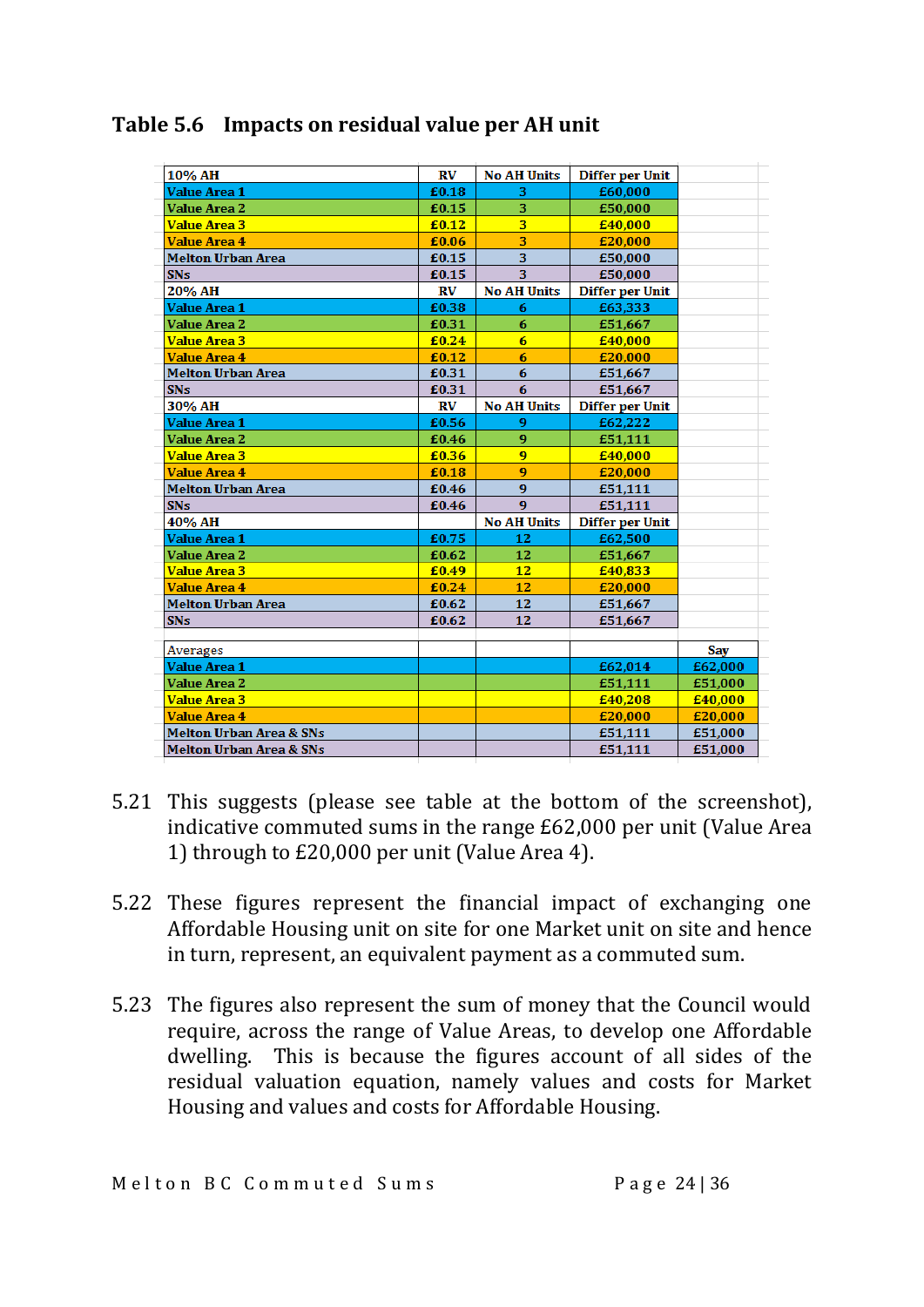### Table 5.6 Impacts on residual value per AH unit

| 10% AH | RV | No AH Units | Differ per Unit | |
|---|---|---|---|---|
| Value Area 1 | £0.18 | 3 | £60,000 | |
| Value Area 2 | £0.15 | 3 | £50,000 | |
| Value Area 3 | £0.12 | 3 | £40,000 | |
| Value Area 4 | £0.06 | 3 | £20,000 | |
| Melton Urban Area | £0.15 | 3 | £50,000 | |
| SNs | £0.15 | 3 | £50,000 | |
| **20% AH** | **RV** | **No AH Units** | **Differ per Unit** | |
| Value Area 1 | £0.38 | 6 | £63,333 | |
| Value Area 2 | £0.31 | 6 | £51,667 | |
| Value Area 3 | £0.24 | 6 | £40,000 | |
| Value Area 4 | £0.12 | 6 | £20,000 | |
| Melton Urban Area | £0.31 | 6 | £51,667 | |
| SNs | £0.31 | 6 | £51,667 | |
| **30% AH** | **RV** | **No AH Units** | **Differ per Unit** | |
| Value Area 1 | £0.56 | 9 | £62,222 | |
| Value Area 2 | £0.46 | 9 | £51,111 | |
| Value Area 3 | £0.36 | 9 | £40,000 | |
| Value Area 4 | £0.18 | 9 | £20,000 | |
| Melton Urban Area | £0.46 | 9 | £51,111 | |
| SNs | £0.46 | 9 | £51,111 | |
| **40% AH** | | **No AH Units** | **Differ per Unit** | |
| Value Area 1 | £0.75 | 12 | £62,500 | |
| Value Area 2 | £0.62 | 12 | £51,667 | |
| Value Area 3 | £0.49 | 12 | £40,833 | |
| Value Area 4 | £0.24 | 12 | £20,000 | |
| Melton Urban Area | £0.62 | 12 | £51,667 | |
| SNs | £0.62 | 12 | £51,667 | |
| | | | | |
| Averages | | | | **Say** |
| Value Area 1 | | | £62,014 | £62,000 |
| Value Area 2 | | | £51,111 | £51,000 |
| Value Area 3 | | | £40,208 | £40,000 |
| Value Area 4 | | | £20,000 | £20,000 |
| Melton Urban Area & SNs | | | £51,111 | £51,000 |
| Melton Urban Area & SNs | | | £51,111 | £51,000 |

5.21 This suggests (please see table at the bottom of the screenshot), indicative commuted sums in the range £62,000 per unit (Value Area 1) through to £20,000 per unit (Value Area 4).

5.22 These figures represent the financial impact of exchanging one Affordable Housing unit on site for one Market unit on site and hence in turn, represent, an equivalent payment as a commuted sum.

5.23 The figures also represent the sum of money that the Council would require, across the range of Value Areas, to develop one Affordable dwelling. This is because the figures account of all sides of the residual valuation equation, namely values and costs for Market Housing and values and costs for Affordable Housing.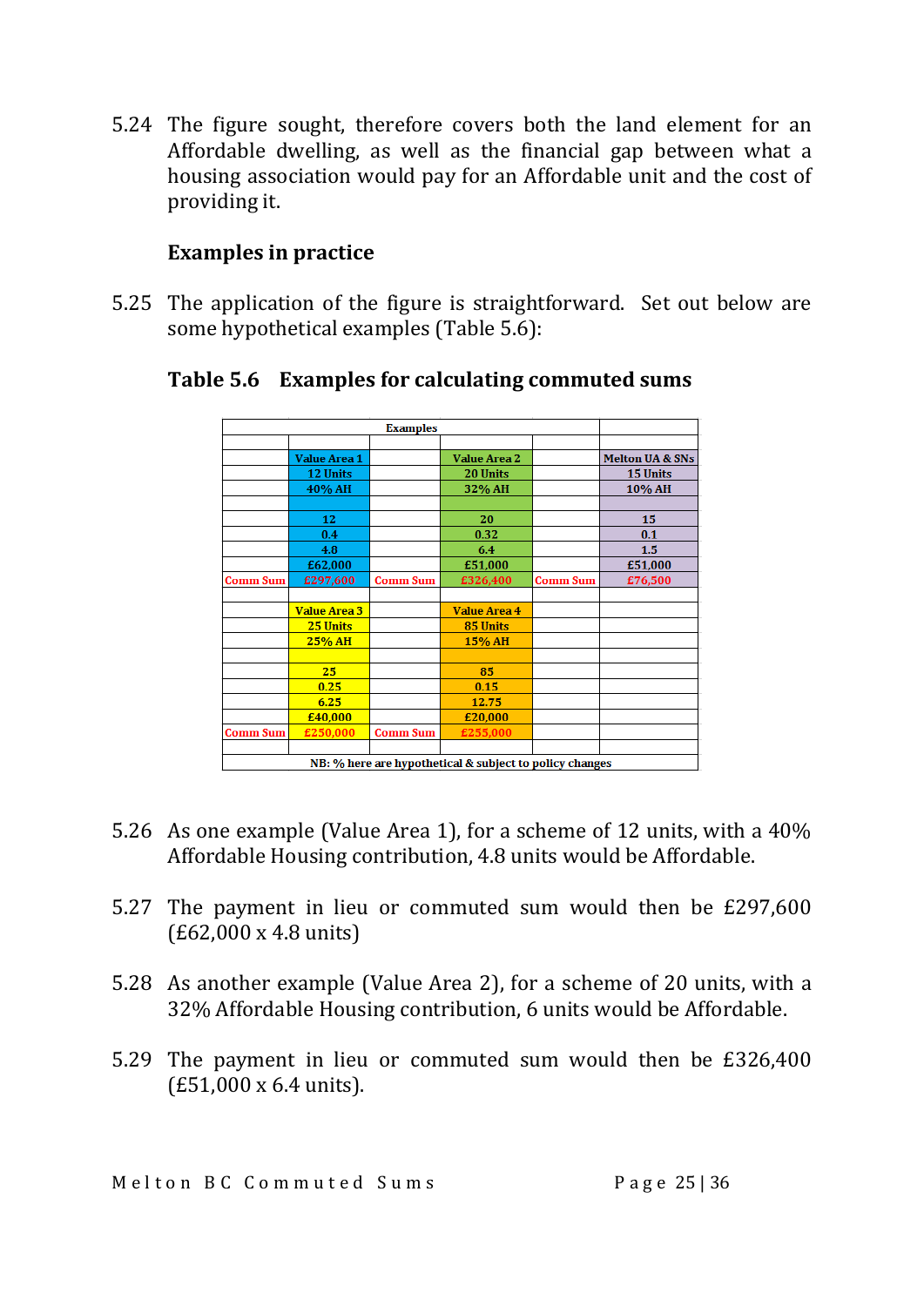5.24 The figure sought, therefore covers both the land element for an Affordable dwelling, as well as the financial gap between what a housing association would pay for an Affordable unit and the cost of providing it.

**Examples in practice**

5.25 The application of the figure is straightforward. Set out below are some hypothetical examples (Table 5.6):

**Table 5.6 Examples for calculating commuted sums**

| Examples | | | | | |
|---|---|---|---|---|---|
| | Value Area 1 | | Value Area 2 | | Melton UA & SNs |
| | 12 Units | | 20 Units | | 15 Units |
| | 40% AH | | 32% AH | | 10% AH |
| | | | | | |
| | 12 | | 20 | | 15 |
| | 0.4 | | 0.32 | | 0.1 |
| | 4.8 | | 6.4 | | 1.5 |
| | £62,000 | | £51,000 | | £51,000 |
| Comm Sum | £297,600 | Comm Sum | £326,400 | Comm Sum | £76,500 |
| | | | | | |
| | Value Area 3 | | Value Area 4 | | |
| | 25 Units | | 85 Units | | |
| | 25% AH | | 15% AH | | |
| | | | | | |
| | 25 | | 85 | | |
| | 0.25 | | 0.15 | | |
| | 6.25 | | 12.75 | | |
| | £40,000 | | £20,000 | | |
| Comm Sum | £250,000 | Comm Sum | £255,000 | | |
| NB: % here are hypothetical & subject to policy changes | | | | | |

5.26 As one example (Value Area 1), for a scheme of 12 units, with a 40% Affordable Housing contribution, 4.8 units would be Affordable.

5.27 The payment in lieu or commuted sum would then be £297,600 (£62,000 x 4.8 units)

5.28 As another example (Value Area 2), for a scheme of 20 units, with a 32% Affordable Housing contribution, 6 units would be Affordable.

5.29 The payment in lieu or commuted sum would then be £326,400 (£51,000 x 6.4 units).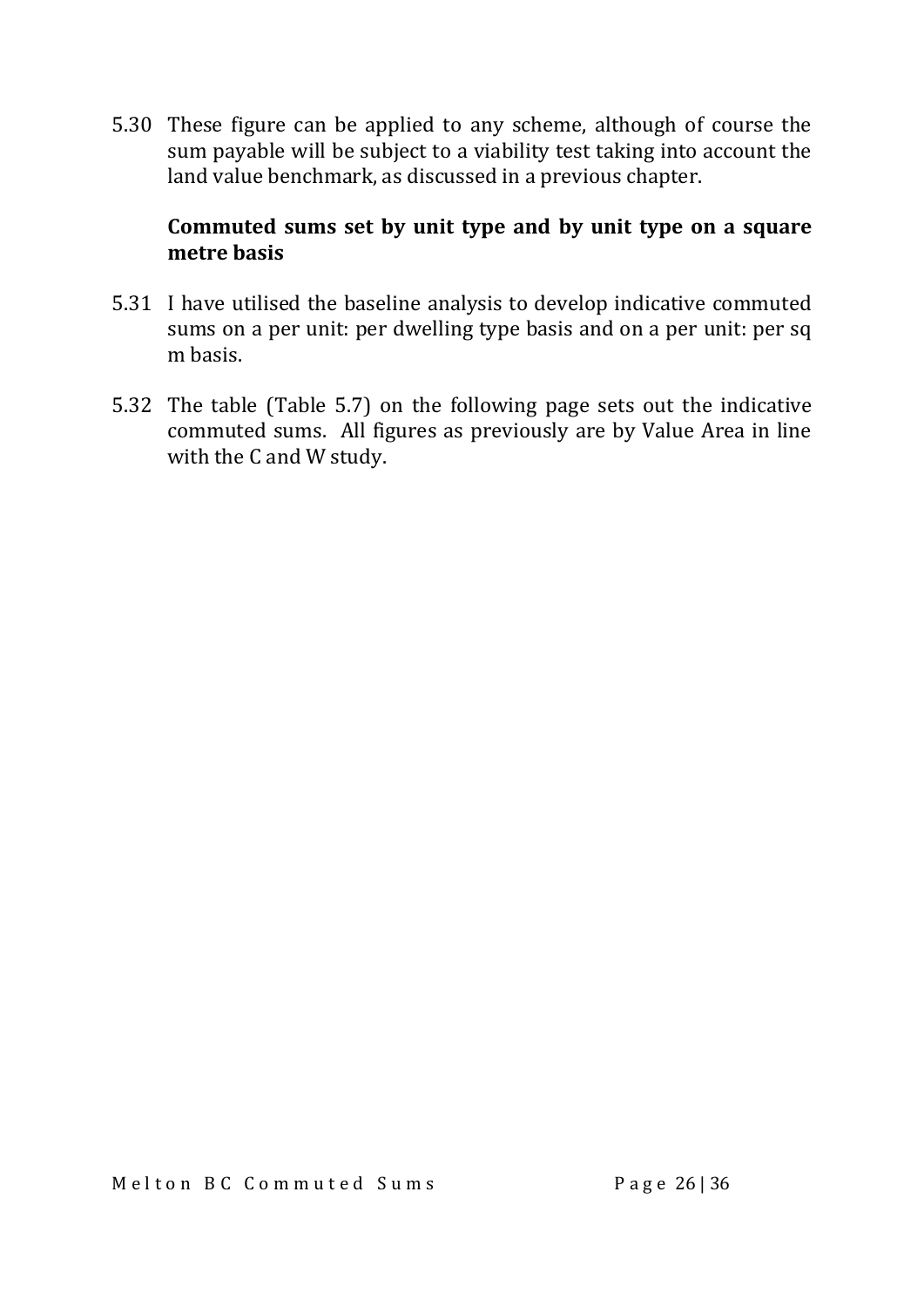5.30 These figure can be applied to any scheme, although of course the sum payable will be subject to a viability test taking into account the land value benchmark, as discussed in a previous chapter.

**Commuted sums set by unit type and by unit type on a square metre basis**

5.31 I have utilised the baseline analysis to develop indicative commuted sums on a per unit: per dwelling type basis and on a per unit: per sq m basis.

5.32 The table (Table 5.7) on the following page sets out the indicative commuted sums. All figures as previously are by Value Area in line with the C and W study.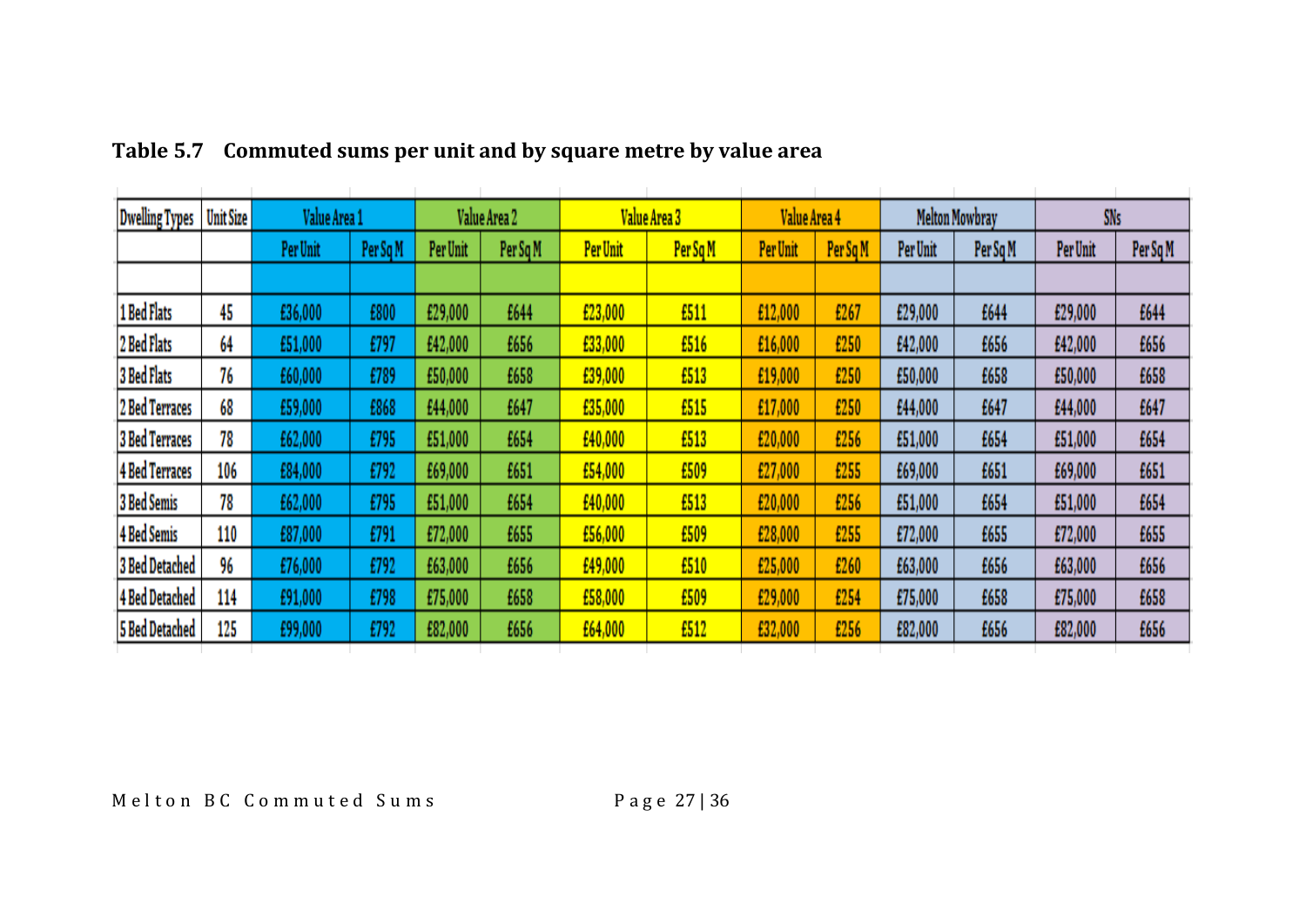**Table 5.7 Commuted sums per unit and by square metre by value area**

| Dwelling Types | Unit Size | Value Area 1 | | Value Area 2 | | Value Area 3 | | Value Area 4 | | Melton Mowbray | | SNs | |
|---|---|---|---|---|---|---|---|---|---|---|---|---|---|
| | | Per Unit | Per Sq M | Per Unit | Per Sq M | Per Unit | Per Sq M | Per Unit | Per Sq M | Per Unit | Per Sq M | Per Unit | Per Sq M |
| | | | | | | | | | | | | | |
| 1 Bed Flats | 45 | £36,000 | £800 | £29,000 | £644 | £23,000 | £511 | £12,000 | £267 | £29,000 | £644 | £29,000 | £644 |
| 2 Bed Flats | 64 | £51,000 | £797 | £42,000 | £656 | £33,000 | £516 | £16,000 | £250 | £42,000 | £656 | £42,000 | £656 |
| 3 Bed Flats | 76 | £60,000 | £789 | £50,000 | £658 | £39,000 | £513 | £19,000 | £250 | £50,000 | £658 | £50,000 | £658 |
| 2 Bed Terraces | 68 | £59,000 | £868 | £44,000 | £647 | £35,000 | £515 | £17,000 | £250 | £44,000 | £647 | £44,000 | £647 |
| 3 Bed Terraces | 78 | £62,000 | £795 | £51,000 | £654 | £40,000 | £513 | £20,000 | £256 | £51,000 | £654 | £51,000 | £654 |
| 4 Bed Terraces | 106 | £84,000 | £792 | £69,000 | £651 | £54,000 | £509 | £27,000 | £255 | £69,000 | £651 | £69,000 | £651 |
| 3 Bed Semis | 78 | £62,000 | £795 | £51,000 | £654 | £40,000 | £513 | £20,000 | £256 | £51,000 | £654 | £51,000 | £654 |
| 4 Bed Semis | 110 | £87,000 | £791 | £72,000 | £655 | £56,000 | £509 | £28,000 | £255 | £72,000 | £655 | £72,000 | £655 |
| 3 Bed Detached | 96 | £76,000 | £792 | £63,000 | £656 | £49,000 | £510 | £25,000 | £260 | £63,000 | £656 | £63,000 | £656 |
| 4 Bed Detached | 114 | £91,000 | £798 | £75,000 | £658 | £58,000 | £509 | £29,000 | £254 | £75,000 | £658 | £75,000 | £658 |
| 5 Bed Detached | 125 | £99,000 | £792 | £82,000 | £656 | £64,000 | £512 | £32,000 | £256 | £82,000 | £656 | £82,000 | £656 |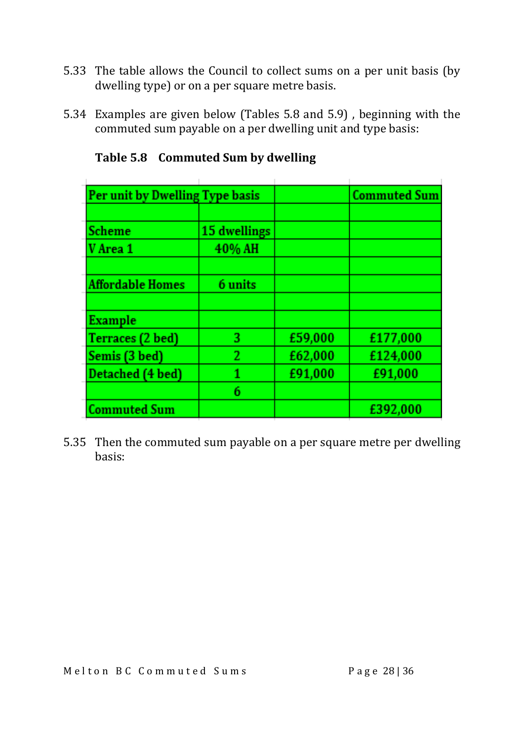5.33 The table allows the Council to collect sums on a per unit basis (by dwelling type) or on a per square metre basis.

5.34 Examples are given below (Tables 5.8 and 5.9) , beginning with the commuted sum payable on a per dwelling unit and type basis:

**Table 5.8 Commuted Sum by dwelling**

| Per unit by Dwelling Type basis | | | Commuted Sum |
|---|---|---|---|
| | | | |
| Scheme | 15 dwellings | | |
| V Area 1 | 40% AH | | |
| | | | |
| Affordable Homes | 6 units | | |
| | | | |
| Example | | | |
| Terraces (2 bed) | 3 | £59,000 | £177,000 |
| Semis (3 bed) | 2 | £62,000 | £124,000 |
| Detached (4 bed) | 1 | £91,000 | £91,000 |
| | 6 | | |
| Commuted Sum | | | £392,000 |

5.35 Then the commuted sum payable on a per square metre per dwelling basis: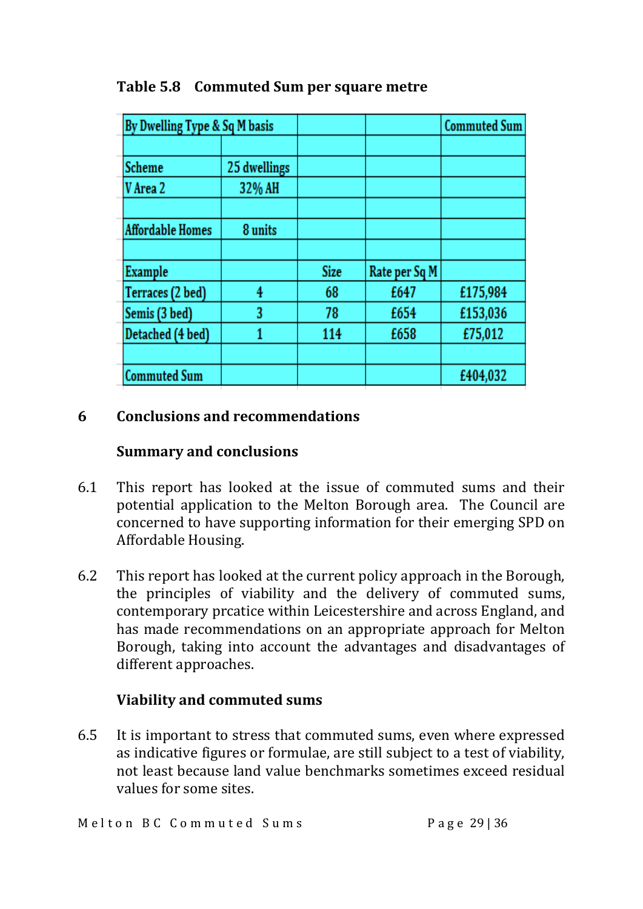**Table 5.8 Commuted Sum per square metre**

| By Dwelling Type & Sq M basis | | | | Commuted Sum |
|---|---|---|---|---|
| | | | | |
| Scheme | 25 dwellings | | | |
| V Area 2 | 32% AH | | | |
| | | | | |
| Affordable Homes | 8 units | | | |
| | | | | |
| Example | | Size | Rate per Sq M | |
| Terraces (2 bed) | 4 | 68 | £647 | £175,984 |
| Semis (3 bed) | 3 | 78 | £654 | £153,036 |
| Detached (4 bed) | 1 | 114 | £658 | £75,012 |
| | | | | |
| Commuted Sum | | | | £404,032 |

## 6 Conclusions and recommendations

### Summary and conclusions

6.1 This report has looked at the issue of commuted sums and their potential application to the Melton Borough area. The Council are concerned to have supporting information for their emerging SPD on Affordable Housing.

6.2 This report has looked at the current policy approach in the Borough, the principles of viability and the delivery of commuted sums, contemporary prcatice within Leicestershire and across England, and has made recommendations on an appropriate approach for Melton Borough, taking into account the advantages and disadvantages of different approaches.

### Viability and commuted sums

6.5 It is important to stress that commuted sums, even where expressed as indicative figures or formulae, are still subject to a test of viability, not least because land value benchmarks sometimes exceed residual values for some sites.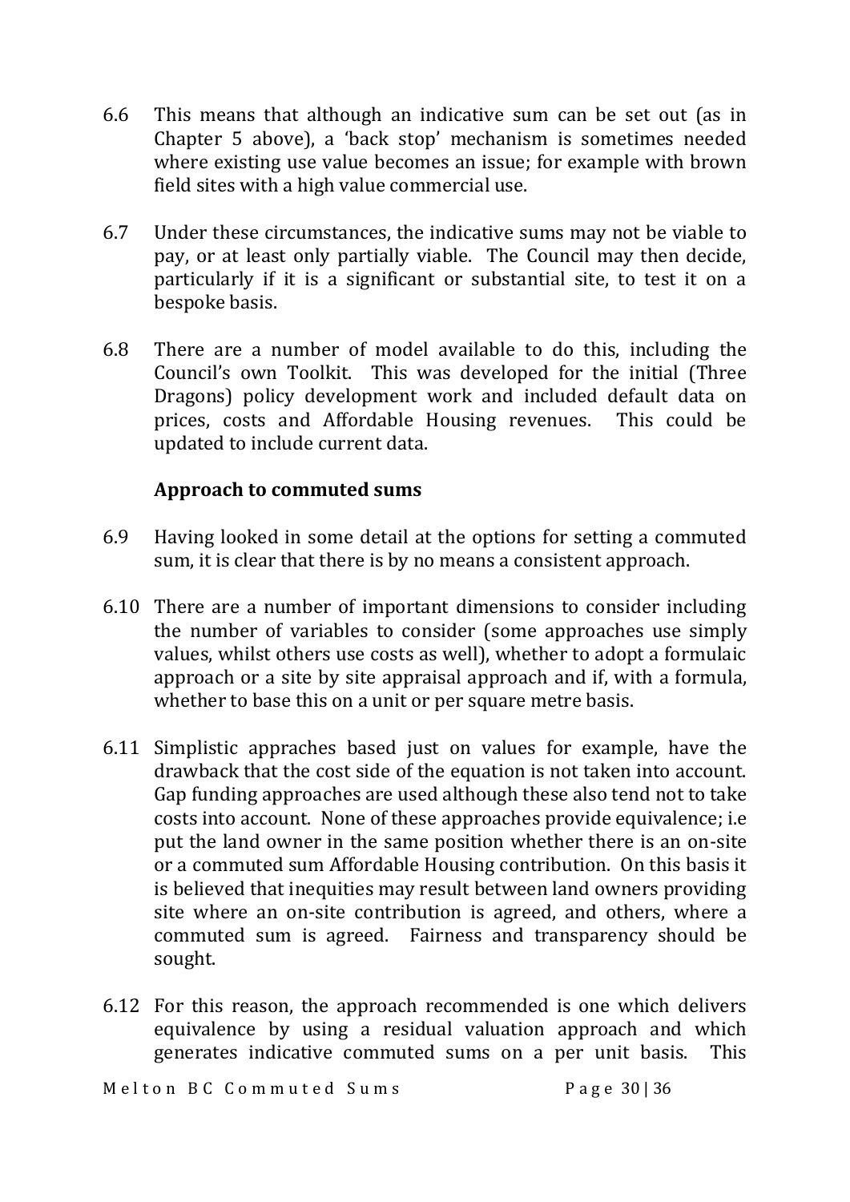6.6 This means that although an indicative sum can be set out (as in Chapter 5 above), a 'back stop' mechanism is sometimes needed where existing use value becomes an issue; for example with brown field sites with a high value commercial use.

6.7 Under these circumstances, the indicative sums may not be viable to pay, or at least only partially viable. The Council may then decide, particularly if it is a significant or substantial site, to test it on a bespoke basis.

6.8 There are a number of model available to do this, including the Council's own Toolkit. This was developed for the initial (Three Dragons) policy development work and included default data on prices, costs and Affordable Housing revenues. This could be updated to include current data.

**Approach to commuted sums**

6.9 Having looked in some detail at the options for setting a commuted sum, it is clear that there is by no means a consistent approach.

6.10 There are a number of important dimensions to consider including the number of variables to consider (some approaches use simply values, whilst others use costs as well), whether to adopt a formulaic approach or a site by site appraisal approach and if, with a formula, whether to base this on a unit or per square metre basis.

6.11 Simplistic apprache​s based just on values for example, have the drawback that the cost side of the equation is not taken into account. Gap funding approaches are used although these also tend not to take costs into account. None of these approaches provide equivalence; i.e put the land owner in the same position whether there is an on-site or a commuted sum Affordable Housing contribution. On this basis it is believed that inequities may result between land owners providing site where an on-site contribution is agreed, and others, where a commuted sum is agreed. Fairness and transparency should be sought.

6.12 For this reason, the approach recommended is one which delivers equivalence by using a residual valuation approach and which generates indicative commuted sums on a per unit basis. This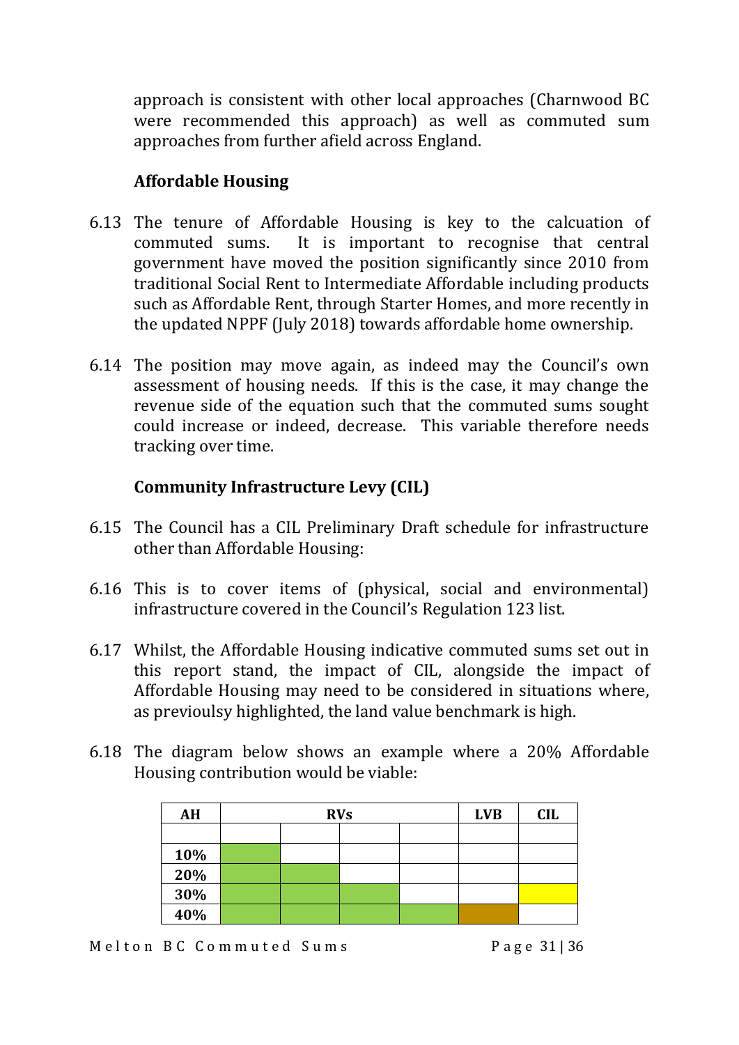approach is consistent with other local approaches (Charnwood BC were recommended this approach) as well as commuted sum approaches from further afield across England.

### Affordable Housing

6.13 The tenure of Affordable Housing is key to the calcuation of commuted sums. It is important to recognise that central government have moved the position significantly since 2010 from traditional Social Rent to Intermediate Affordable including products such as Affordable Rent, through Starter Homes, and more recently in the updated NPPF (July 2018) towards affordable home ownership.

6.14 The position may move again, as indeed may the Council's own assessment of housing needs. If this is the case, it may change the revenue side of the equation such that the commuted sums sought could increase or indeed, decrease. This variable therefore needs tracking over time.

### Community Infrastructure Levy (CIL)

6.15 The Council has a CIL Preliminary Draft schedule for infrastructure other than Affordable Housing:

6.16 This is to cover items of (physical, social and environmental) infrastructure covered in the Council's Regulation 123 list.

6.17 Whilst, the Affordable Housing indicative commuted sums set out in this report stand, the impact of CIL, alongside the impact of Affordable Housing may need to be considered in situations where, as previoulsy highlighted, the land value benchmark is high.

6.18 The diagram below shows an example where a 20% Affordable Housing contribution would be viable:

| AH | RVs | | | | LVB | CIL |
|---|---|---|---|---|---|---|
| | | | | | | |
| 10% | | | | | | |
| 20% | | | | | | |
| 30% | | | | | | |
| 40% | | | | | | |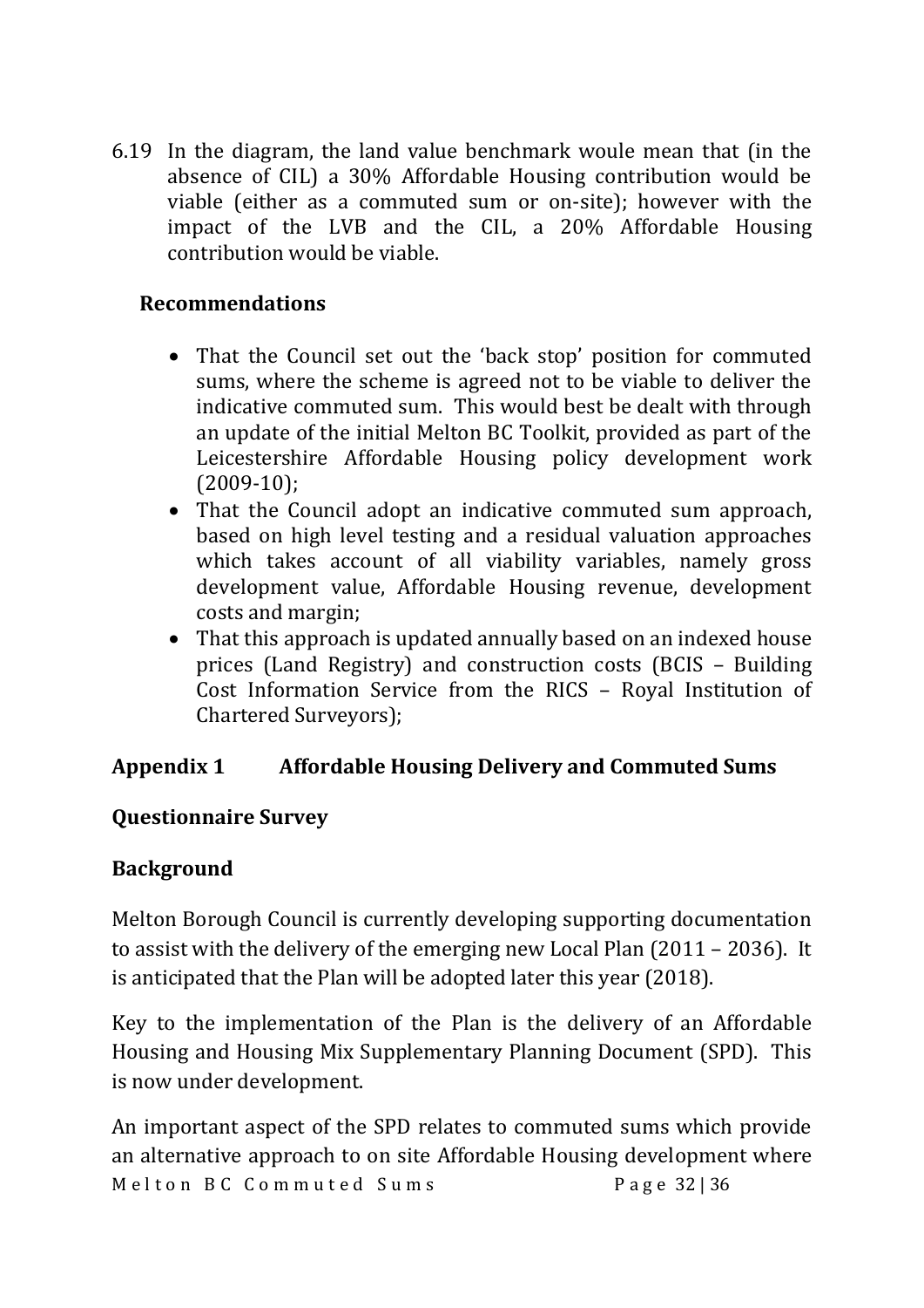6.19 In the diagram, the land value benchmark woule mean that (in the absence of CIL) a 30% Affordable Housing contribution would be viable (either as a commuted sum or on-site); however with the impact of the LVB and the CIL, a 20% Affordable Housing contribution would be viable.

**Recommendations**

- That the Council set out the 'back stop' position for commuted sums, where the scheme is agreed not to be viable to deliver the indicative commuted sum. This would best be dealt with through an update of the initial Melton BC Toolkit, provided as part of the Leicestershire Affordable Housing policy development work (2009-10);
- That the Council adopt an indicative commuted sum approach, based on high level testing and a residual valuation approaches which takes account of all viability variables, namely gross development value, Affordable Housing revenue, development costs and margin;
- That this approach is updated annually based on an indexed house prices (Land Registry) and construction costs (BCIS – Building Cost Information Service from the RICS – Royal Institution of Chartered Surveyors);

## Appendix 1 Affordable Housing Delivery and Commuted Sums

### Questionnaire Survey

### Background

Melton Borough Council is currently developing supporting documentation to assist with the delivery of the emerging new Local Plan (2011 – 2036). It is anticipated that the Plan will be adopted later this year (2018).

Key to the implementation of the Plan is the delivery of an Affordable Housing and Housing Mix Supplementary Planning Document (SPD). This is now under development.

An important aspect of the SPD relates to commuted sums which provide an alternative approach to on site Affordable Housing development where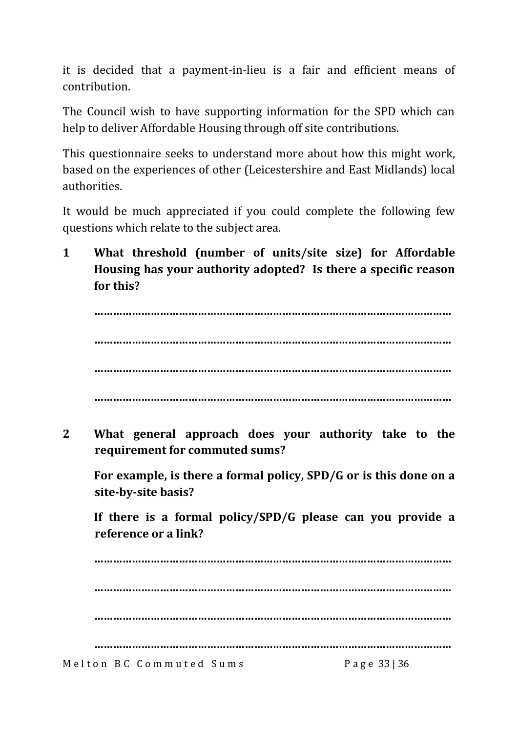it is decided that a payment-in-lieu is a fair and efficient means of contribution.

The Council wish to have supporting information for the SPD which can help to deliver Affordable Housing through off site contributions.

This questionnaire seeks to understand more about how this might work, based on the experiences of other (Leicestershire and East Midlands) local authorities.

It would be much appreciated if you could complete the following few questions which relate to the subject area.

**1 What threshold (number of units/site size) for Affordable Housing has your authority adopted? Is there a specific reason for this?**

…………………………………………………………………………………………………

…………………………………………………………………………………………………

…………………………………………………………………………………………………

…………………………………………………………………………………………………

**2 What general approach does your authority take to the requirement for commuted sums?**

**For example, is there a formal policy, SPD/G or is this done on a site-by-site basis?**

**If there is a formal policy/SPD/G please can you provide a reference or a link?**

…………………………………………………………………………………………………

…………………………………………………………………………………………………

…………………………………………………………………………………………………

…………………………………………………………………………………………………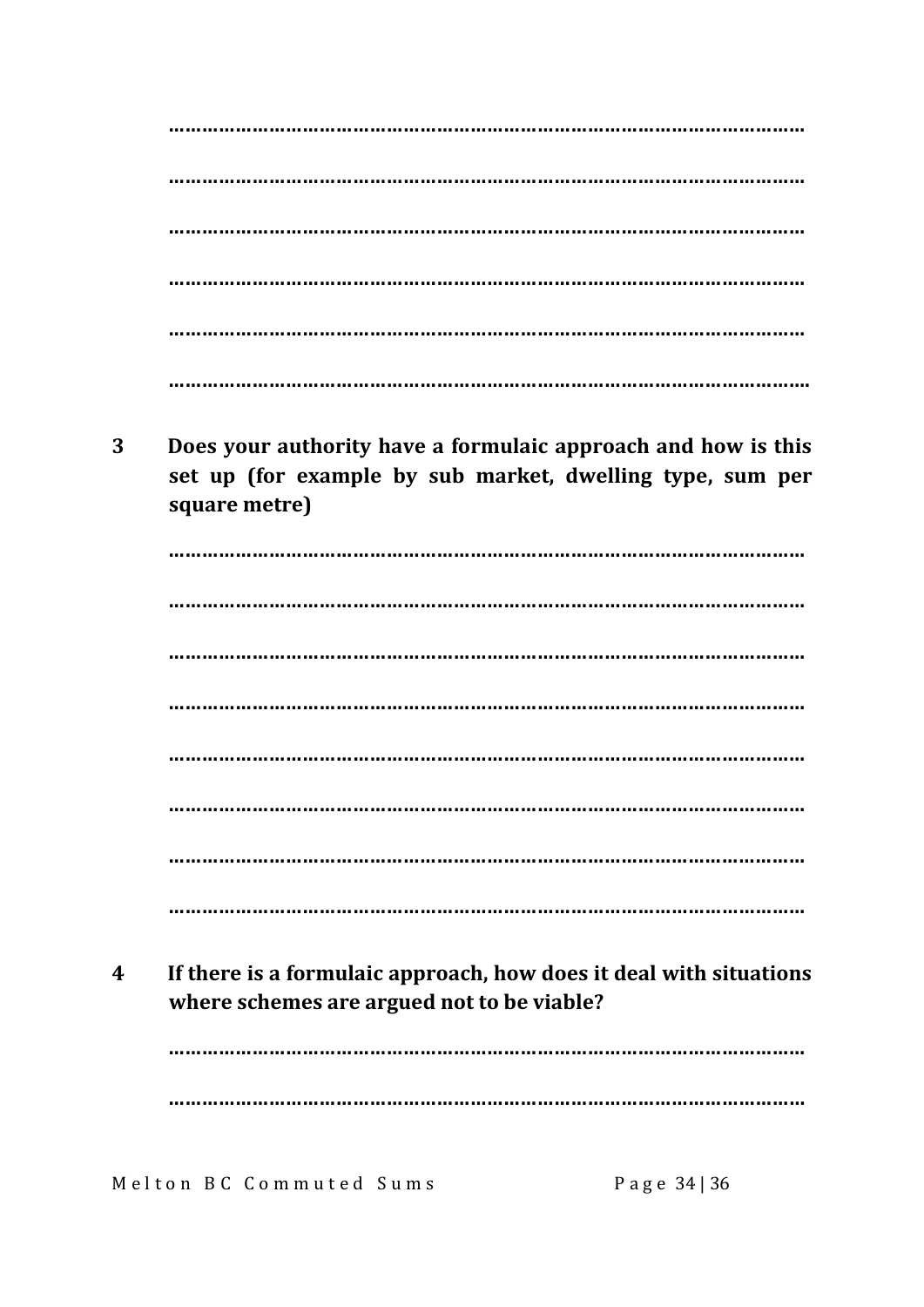………………………………………………………………………………………………

………………………………………………………………………………………………

………………………………………………………………………………………………

………………………………………………………………………………………………

………………………………………………………………………………………………

………………………………………………………………………………………………

**3 Does your authority have a formulaic approach and how is this set up (for example by sub market, dwelling type, sum per square metre)**

………………………………………………………………………………………………

………………………………………………………………………………………………

………………………………………………………………………………………………

………………………………………………………………………………………………

………………………………………………………………………………………………

………………………………………………………………………………………………

………………………………………………………………………………………………

………………………………………………………………………………………………

**4 If there is a formulaic approach, how does it deal with situations where schemes are argued not to be viable?**

………………………………………………………………………………………………

………………………………………………………………………………………………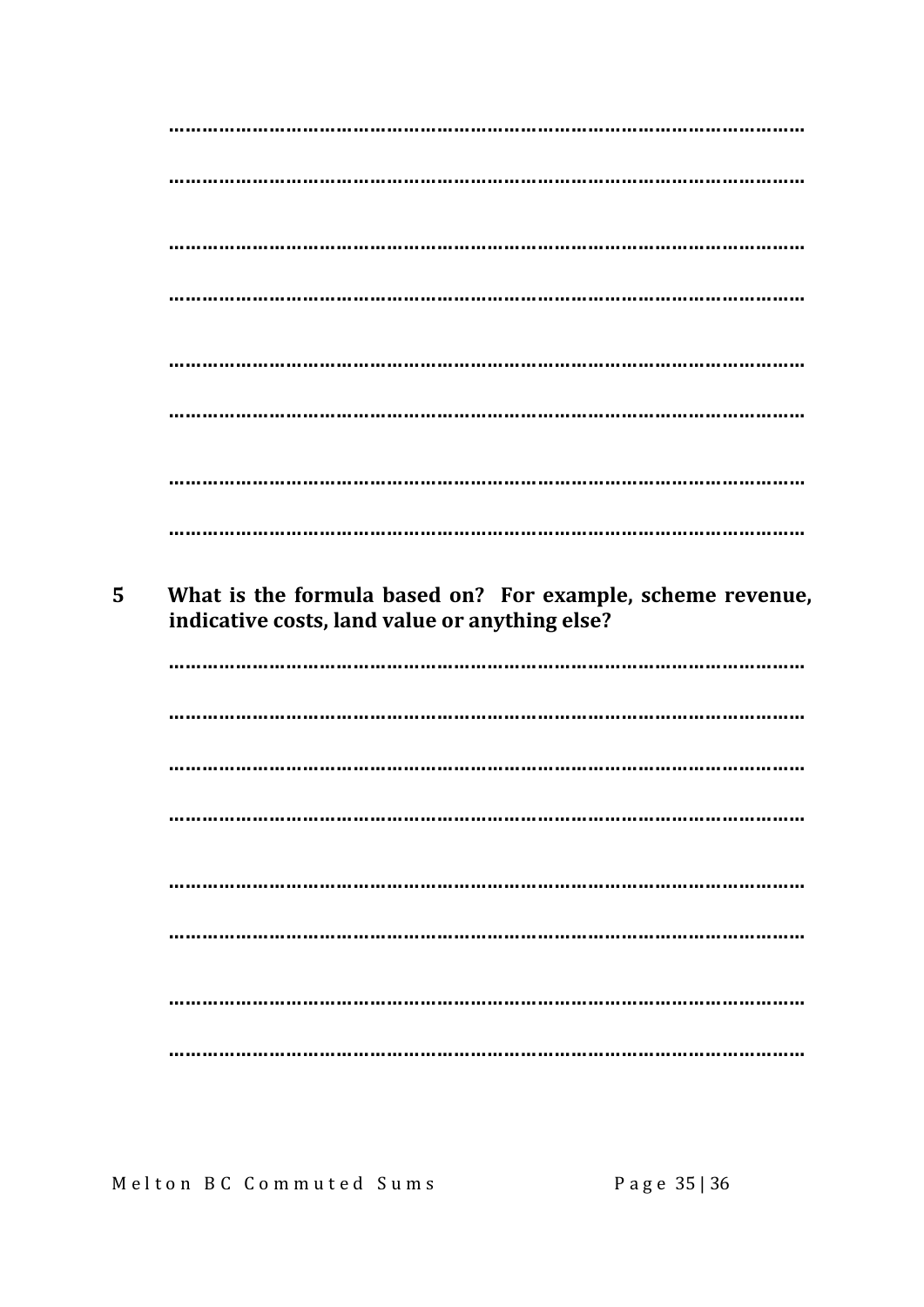……………………………………………………………………………………………

……………………………………………………………………………………………

……………………………………………………………………………………………

……………………………………………………………………………………………

……………………………………………………………………………………………

……………………………………………………………………………………………

……………………………………………………………………………………………

……………………………………………………………………………………………

**5 What is the formula based on? For example, scheme revenue, indicative costs, land value or anything else?**

……………………………………………………………………………………………

……………………………………………………………………………………………

……………………………………………………………………………………………

……………………………………………………………………………………………

……………………………………………………………………………………………

……………………………………………………………………………………………

……………………………………………………………………………………………

……………………………………………………………………………………………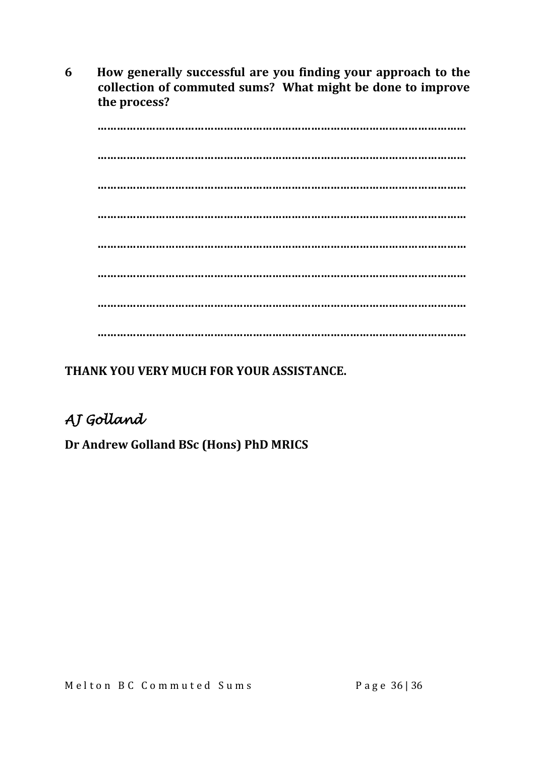**6 How generally successful are you finding your approach to the collection of commuted sums? What might be done to improve the process?**

………………………………………………………………………………………………

………………………………………………………………………………………………

………………………………………………………………………………………………

………………………………………………………………………………………………

………………………………………………………………………………………………

………………………………………………………………………………………………

………………………………………………………………………………………………

………………………………………………………………………………………………

**THANK YOU VERY MUCH FOR YOUR ASSISTANCE.**

*AJ Golland*

**Dr Andrew Golland BSc (Hons) PhD MRICS**